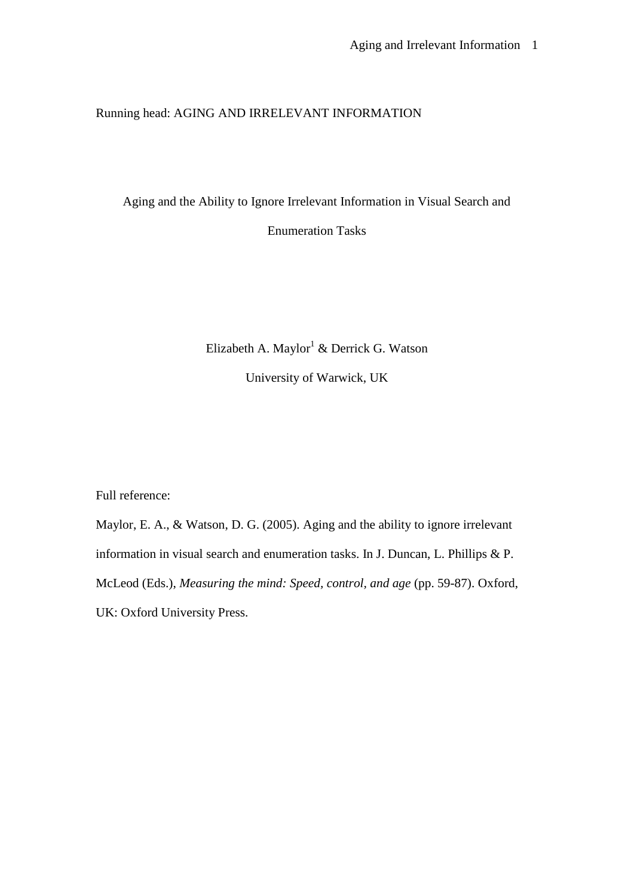Running head: AGING AND IRRELEVANT INFORMATION

# Aging and the Ability to Ignore Irrelevant Information in Visual Search and Enumeration Tasks

Elizabeth A. Maylor[1] & Derrick G. Watson

University of Warwick, UK

Full reference:

Maylor, E. A., & Watson, D. G. (2005). Aging and the ability to ignore irrelevant information in visual search and enumeration tasks. In J. Duncan, L. Phillips & P. McLeod (Eds.), *Measuring the mind: Speed, control, and age* (pp. 59-87). Oxford, UK: Oxford University Press.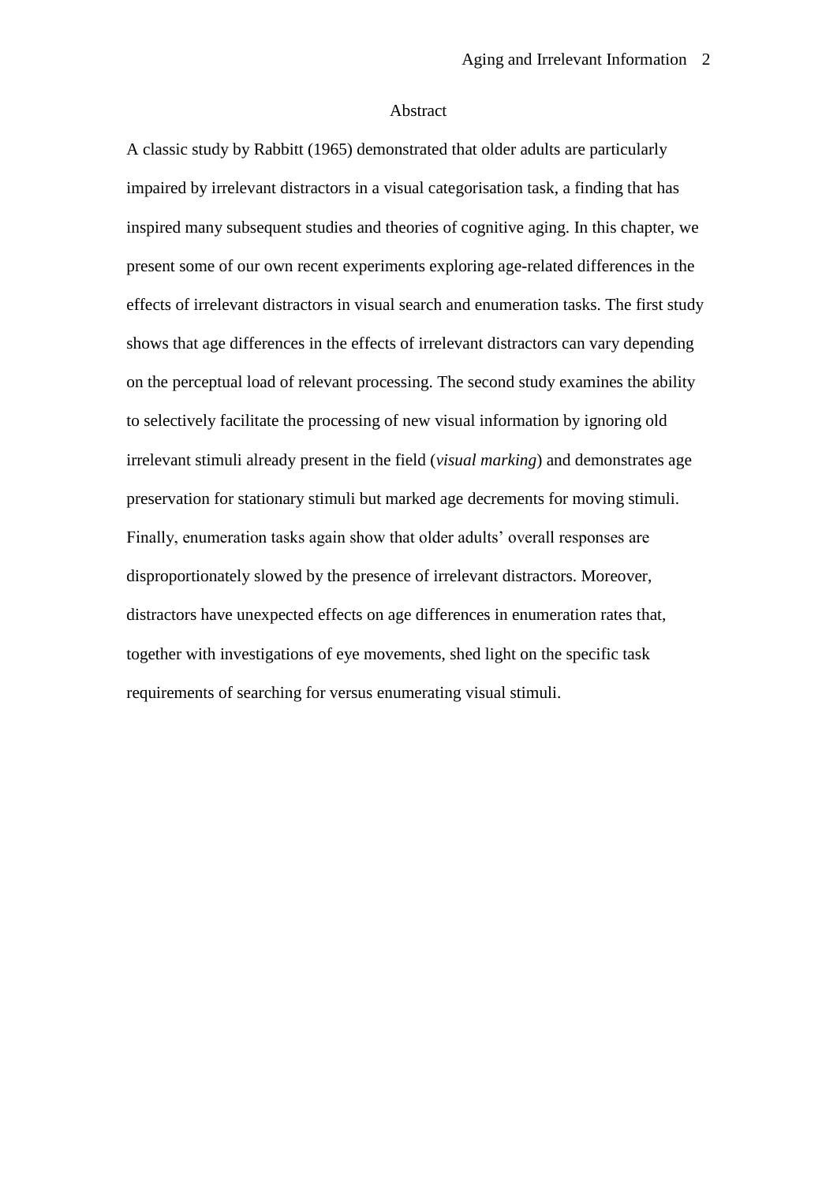# Abstract

A classic study by Rabbitt (1965) demonstrated that older adults are particularly impaired by irrelevant distractors in a visual categorisation task, a finding that has inspired many subsequent studies and theories of cognitive aging. In this chapter, we present some of our own recent experiments exploring age-related differences in the effects of irrelevant distractors in visual search and enumeration tasks. The first study shows that age differences in the effects of irrelevant distractors can vary depending on the perceptual load of relevant processing. The second study examines the ability to selectively facilitate the processing of new visual information by ignoring old irrelevant stimuli already present in the field (*visual marking*) and demonstrates age preservation for stationary stimuli but marked age decrements for moving stimuli. Finally, enumeration tasks again show that older adults' overall responses are disproportionately slowed by the presence of irrelevant distractors. Moreover, distractors have unexpected effects on age differences in enumeration rates that, together with investigations of eye movements, shed light on the specific task requirements of searching for versus enumerating visual stimuli.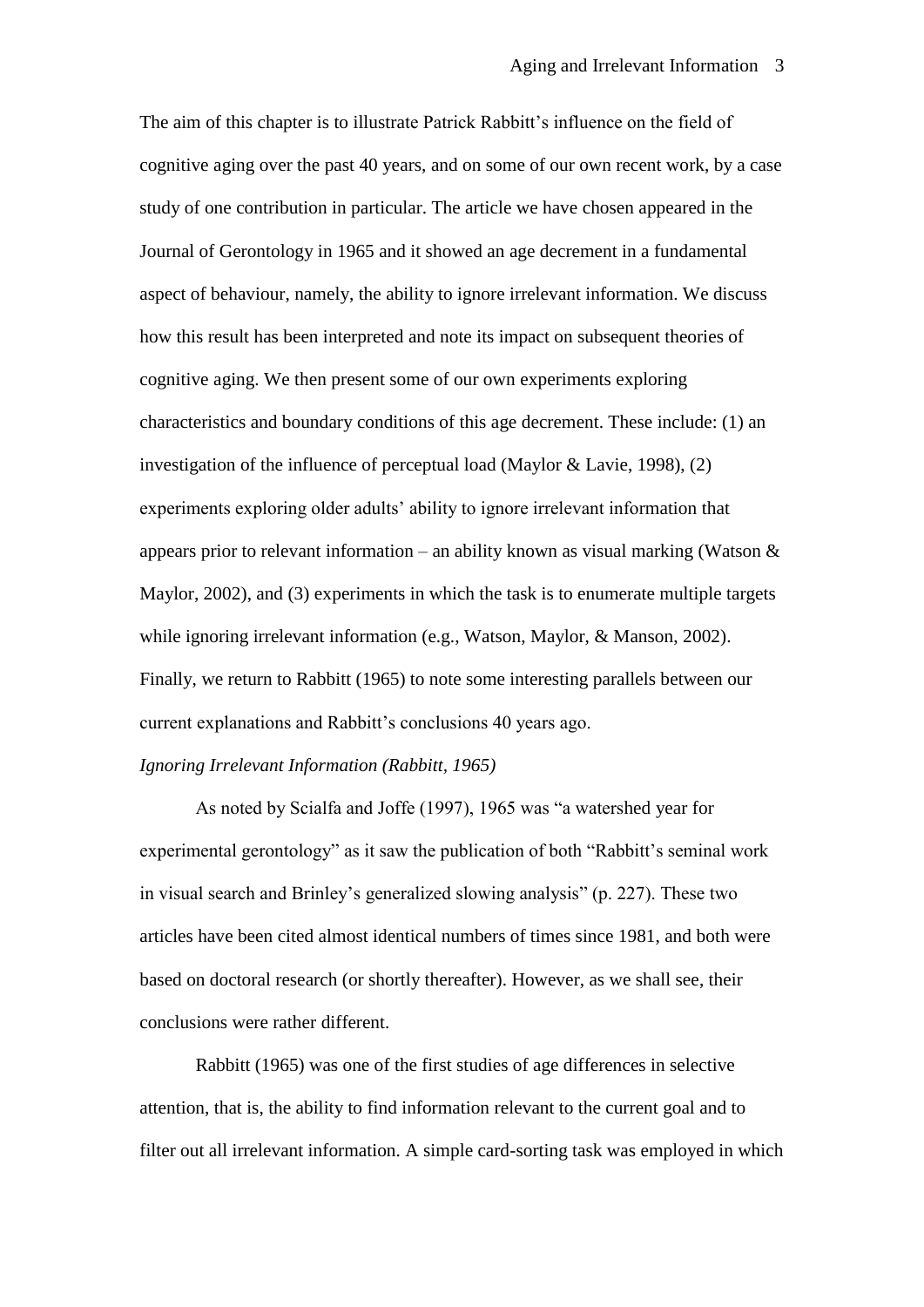The aim of this chapter is to illustrate Patrick Rabbitt's influence on the field of cognitive aging over the past 40 years, and on some of our own recent work, by a case study of one contribution in particular. The article we have chosen appeared in the Journal of Gerontology in 1965 and it showed an age decrement in a fundamental aspect of behaviour, namely, the ability to ignore irrelevant information. We discuss how this result has been interpreted and note its impact on subsequent theories of cognitive aging. We then present some of our own experiments exploring characteristics and boundary conditions of this age decrement. These include: (1) an investigation of the influence of perceptual load (Maylor & Lavie, 1998), (2) experiments exploring older adults' ability to ignore irrelevant information that appears prior to relevant information – an ability known as visual marking (Watson & Maylor, 2002), and (3) experiments in which the task is to enumerate multiple targets while ignoring irrelevant information (e.g., Watson, Maylor, & Manson, 2002). Finally, we return to Rabbitt (1965) to note some interesting parallels between our current explanations and Rabbitt's conclusions 40 years ago.

*Ignoring Irrelevant Information (Rabbitt, 1965)*

As noted by Scialfa and Joffe (1997), 1965 was "a watershed year for experimental gerontology" as it saw the publication of both "Rabbitt's seminal work in visual search and Brinley's generalized slowing analysis" (p. 227). These two articles have been cited almost identical numbers of times since 1981, and both were based on doctoral research (or shortly thereafter). However, as we shall see, their conclusions were rather different.

Rabbitt (1965) was one of the first studies of age differences in selective attention, that is, the ability to find information relevant to the current goal and to filter out all irrelevant information. A simple card-sorting task was employed in which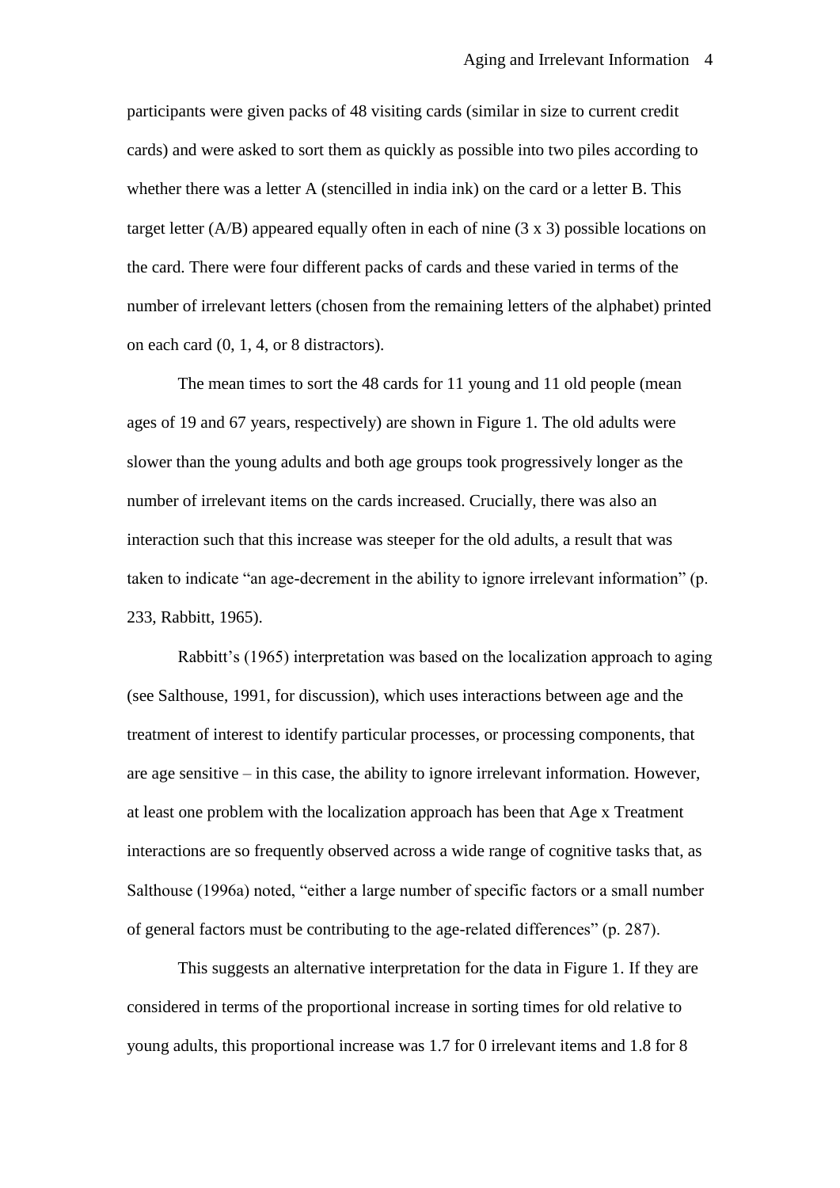participants were given packs of 48 visiting cards (similar in size to current credit cards) and were asked to sort them as quickly as possible into two piles according to whether there was a letter A (stencilled in india ink) on the card or a letter B. This target letter (A/B) appeared equally often in each of nine (3 x 3) possible locations on the card. There were four different packs of cards and these varied in terms of the number of irrelevant letters (chosen from the remaining letters of the alphabet) printed on each card (0, 1, 4, or 8 distractors).

The mean times to sort the 48 cards for 11 young and 11 old people (mean ages of 19 and 67 years, respectively) are shown in Figure 1. The old adults were slower than the young adults and both age groups took progressively longer as the number of irrelevant items on the cards increased. Crucially, there was also an interaction such that this increase was steeper for the old adults, a result that was taken to indicate "an age-decrement in the ability to ignore irrelevant information" (p. 233, Rabbitt, 1965).

Rabbitt's (1965) interpretation was based on the localization approach to aging (see Salthouse, 1991, for discussion), which uses interactions between age and the treatment of interest to identify particular processes, or processing components, that are age sensitive – in this case, the ability to ignore irrelevant information. However, at least one problem with the localization approach has been that Age x Treatment interactions are so frequently observed across a wide range of cognitive tasks that, as Salthouse (1996a) noted, "either a large number of specific factors or a small number of general factors must be contributing to the age-related differences" (p. 287).

This suggests an alternative interpretation for the data in Figure 1. If they are considered in terms of the proportional increase in sorting times for old relative to young adults, this proportional increase was 1.7 for 0 irrelevant items and 1.8 for 8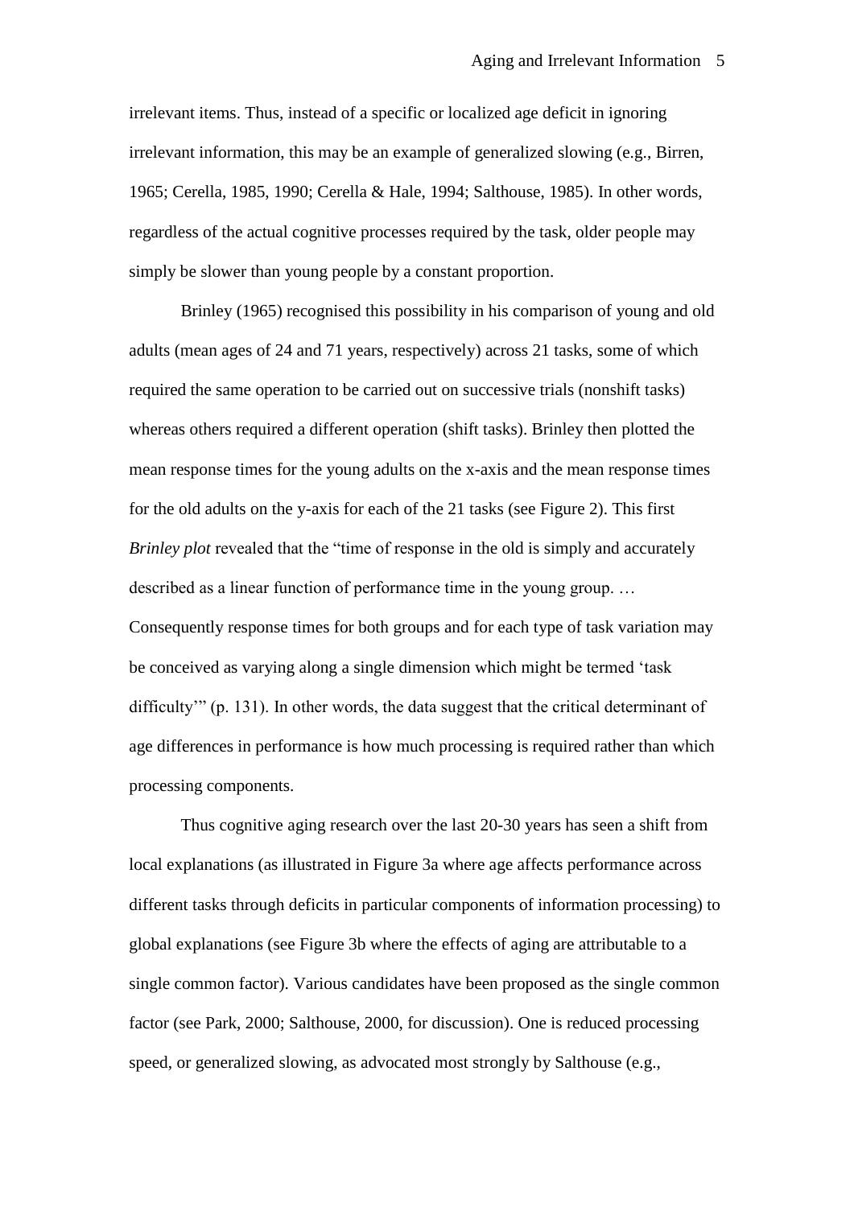irrelevant items. Thus, instead of a specific or localized age deficit in ignoring irrelevant information, this may be an example of generalized slowing (e.g., Birren, 1965; Cerella, 1985, 1990; Cerella & Hale, 1994; Salthouse, 1985). In other words, regardless of the actual cognitive processes required by the task, older people may simply be slower than young people by a constant proportion.

Brinley (1965) recognised this possibility in his comparison of young and old adults (mean ages of 24 and 71 years, respectively) across 21 tasks, some of which required the same operation to be carried out on successive trials (nonshift tasks) whereas others required a different operation (shift tasks). Brinley then plotted the mean response times for the young adults on the x-axis and the mean response times for the old adults on the y-axis for each of the 21 tasks (see Figure 2). This first *Brinley plot* revealed that the "time of response in the old is simply and accurately described as a linear function of performance time in the young group. … Consequently response times for both groups and for each type of task variation may be conceived as varying along a single dimension which might be termed 'task difficulty'" (p. 131). In other words, the data suggest that the critical determinant of age differences in performance is how much processing is required rather than which processing components.

Thus cognitive aging research over the last 20-30 years has seen a shift from local explanations (as illustrated in Figure 3a where age affects performance across different tasks through deficits in particular components of information processing) to global explanations (see Figure 3b where the effects of aging are attributable to a single common factor). Various candidates have been proposed as the single common factor (see Park, 2000; Salthouse, 2000, for discussion). One is reduced processing speed, or generalized slowing, as advocated most strongly by Salthouse (e.g.,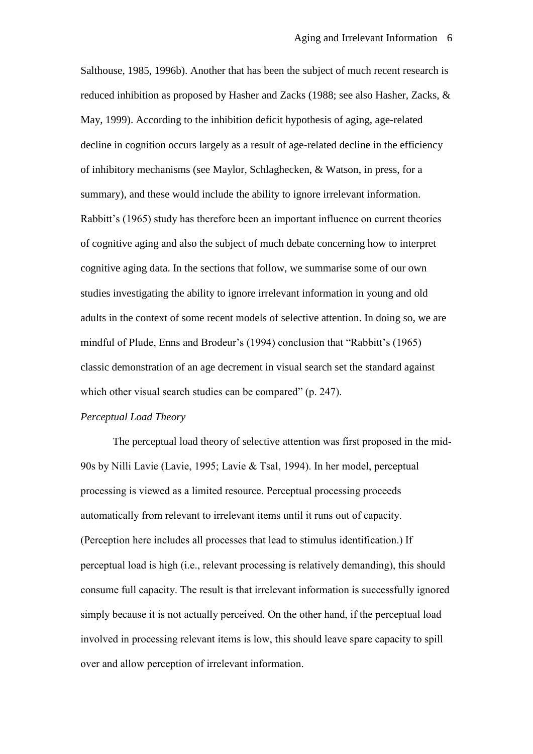Salthouse, 1985, 1996b). Another that has been the subject of much recent research is reduced inhibition as proposed by Hasher and Zacks (1988; see also Hasher, Zacks, & May, 1999). According to the inhibition deficit hypothesis of aging, age-related decline in cognition occurs largely as a result of age-related decline in the efficiency of inhibitory mechanisms (see Maylor, Schlaghecken, & Watson, in press, for a summary), and these would include the ability to ignore irrelevant information. Rabbitt's (1965) study has therefore been an important influence on current theories of cognitive aging and also the subject of much debate concerning how to interpret cognitive aging data. In the sections that follow, we summarise some of our own studies investigating the ability to ignore irrelevant information in young and old adults in the context of some recent models of selective attention. In doing so, we are mindful of Plude, Enns and Brodeur's (1994) conclusion that "Rabbitt's (1965) classic demonstration of an age decrement in visual search set the standard against which other visual search studies can be compared" (p. 247).

*Perceptual Load Theory*

The perceptual load theory of selective attention was first proposed in the mid-90s by Nilli Lavie (Lavie, 1995; Lavie & Tsal, 1994). In her model, perceptual processing is viewed as a limited resource. Perceptual processing proceeds automatically from relevant to irrelevant items until it runs out of capacity. (Perception here includes all processes that lead to stimulus identification.) If perceptual load is high (i.e., relevant processing is relatively demanding), this should consume full capacity. The result is that irrelevant information is successfully ignored simply because it is not actually perceived. On the other hand, if the perceptual load involved in processing relevant items is low, this should leave spare capacity to spill over and allow perception of irrelevant information.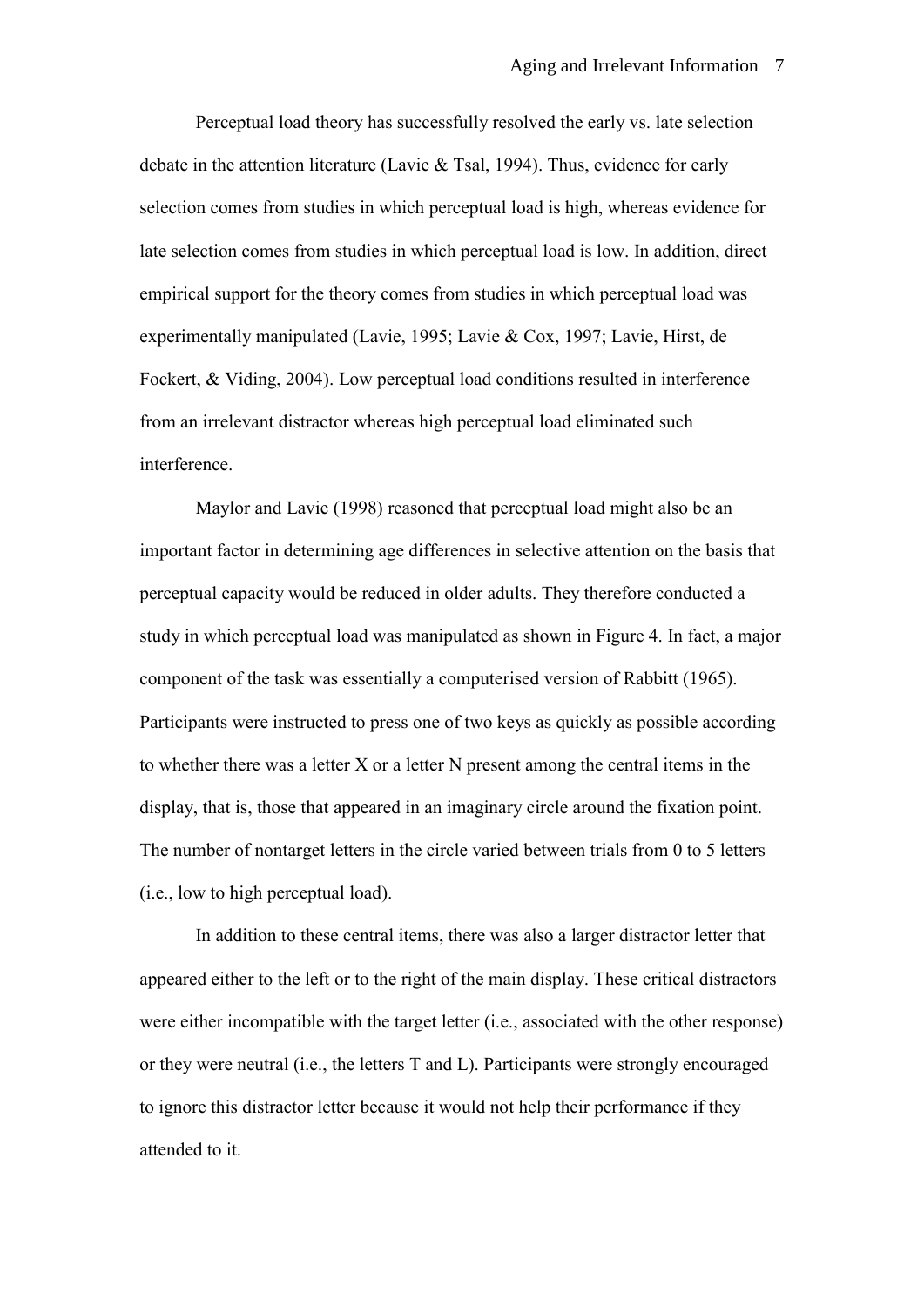Perceptual load theory has successfully resolved the early vs. late selection debate in the attention literature (Lavie & Tsal, 1994). Thus, evidence for early selection comes from studies in which perceptual load is high, whereas evidence for late selection comes from studies in which perceptual load is low. In addition, direct empirical support for the theory comes from studies in which perceptual load was experimentally manipulated (Lavie, 1995; Lavie & Cox, 1997; Lavie, Hirst, de Fockert, & Viding, 2004). Low perceptual load conditions resulted in interference from an irrelevant distractor whereas high perceptual load eliminated such interference.

Maylor and Lavie (1998) reasoned that perceptual load might also be an important factor in determining age differences in selective attention on the basis that perceptual capacity would be reduced in older adults. They therefore conducted a study in which perceptual load was manipulated as shown in Figure 4. In fact, a major component of the task was essentially a computerised version of Rabbitt (1965). Participants were instructed to press one of two keys as quickly as possible according to whether there was a letter X or a letter N present among the central items in the display, that is, those that appeared in an imaginary circle around the fixation point. The number of nontarget letters in the circle varied between trials from 0 to 5 letters (i.e., low to high perceptual load).

In addition to these central items, there was also a larger distractor letter that appeared either to the left or to the right of the main display. These critical distractors were either incompatible with the target letter (i.e., associated with the other response) or they were neutral (i.e., the letters T and L). Participants were strongly encouraged to ignore this distractor letter because it would not help their performance if they attended to it.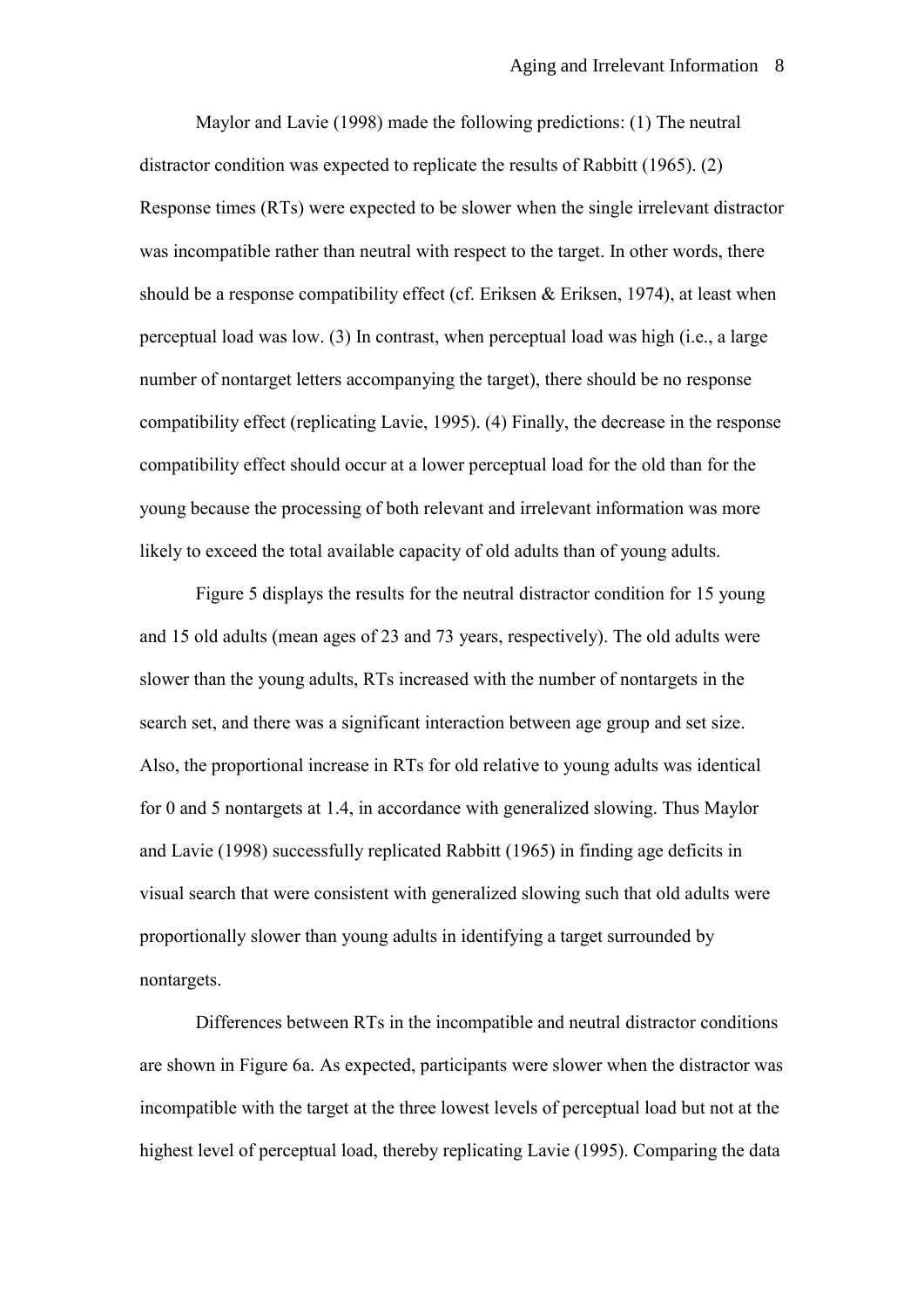Maylor and Lavie (1998) made the following predictions: (1) The neutral distractor condition was expected to replicate the results of Rabbitt (1965). (2) Response times (RTs) were expected to be slower when the single irrelevant distractor was incompatible rather than neutral with respect to the target. In other words, there should be a response compatibility effect (cf. Eriksen & Eriksen, 1974), at least when perceptual load was low. (3) In contrast, when perceptual load was high (i.e., a large number of nontarget letters accompanying the target), there should be no response compatibility effect (replicating Lavie, 1995). (4) Finally, the decrease in the response compatibility effect should occur at a lower perceptual load for the old than for the young because the processing of both relevant and irrelevant information was more likely to exceed the total available capacity of old adults than of young adults.

Figure 5 displays the results for the neutral distractor condition for 15 young and 15 old adults (mean ages of 23 and 73 years, respectively). The old adults were slower than the young adults, RTs increased with the number of nontargets in the search set, and there was a significant interaction between age group and set size. Also, the proportional increase in RTs for old relative to young adults was identical for 0 and 5 nontargets at 1.4, in accordance with generalized slowing. Thus Maylor and Lavie (1998) successfully replicated Rabbitt (1965) in finding age deficits in visual search that were consistent with generalized slowing such that old adults were proportionally slower than young adults in identifying a target surrounded by nontargets.

Differences between RTs in the incompatible and neutral distractor conditions are shown in Figure 6a. As expected, participants were slower when the distractor was incompatible with the target at the three lowest levels of perceptual load but not at the highest level of perceptual load, thereby replicating Lavie (1995). Comparing the data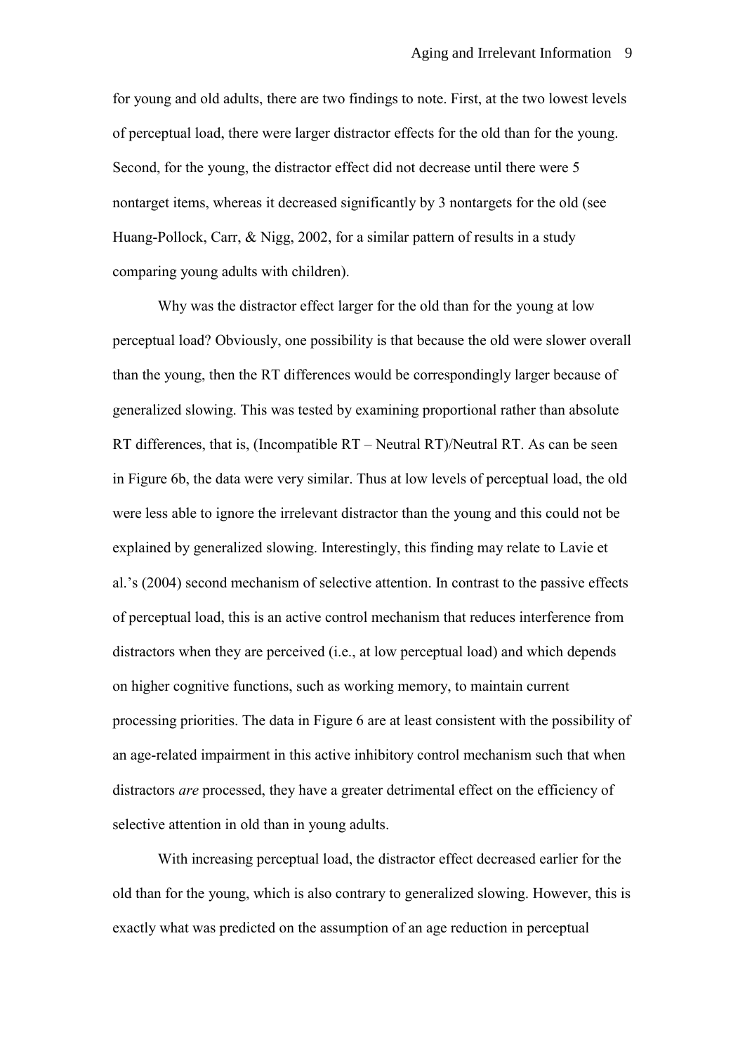for young and old adults, there are two findings to note. First, at the two lowest levels of perceptual load, there were larger distractor effects for the old than for the young. Second, for the young, the distractor effect did not decrease until there were 5 nontarget items, whereas it decreased significantly by 3 nontargets for the old (see Huang-Pollock, Carr, & Nigg, 2002, for a similar pattern of results in a study comparing young adults with children).

Why was the distractor effect larger for the old than for the young at low perceptual load? Obviously, one possibility is that because the old were slower overall than the young, then the RT differences would be correspondingly larger because of generalized slowing. This was tested by examining proportional rather than absolute RT differences, that is, (Incompatible RT – Neutral RT)/Neutral RT. As can be seen in Figure 6b, the data were very similar. Thus at low levels of perceptual load, the old were less able to ignore the irrelevant distractor than the young and this could not be explained by generalized slowing. Interestingly, this finding may relate to Lavie et al.'s (2004) second mechanism of selective attention. In contrast to the passive effects of perceptual load, this is an active control mechanism that reduces interference from distractors when they are perceived (i.e., at low perceptual load) and which depends on higher cognitive functions, such as working memory, to maintain current processing priorities. The data in Figure 6 are at least consistent with the possibility of an age-related impairment in this active inhibitory control mechanism such that when distractors *are* processed, they have a greater detrimental effect on the efficiency of selective attention in old than in young adults.

With increasing perceptual load, the distractor effect decreased earlier for the old than for the young, which is also contrary to generalized slowing. However, this is exactly what was predicted on the assumption of an age reduction in perceptual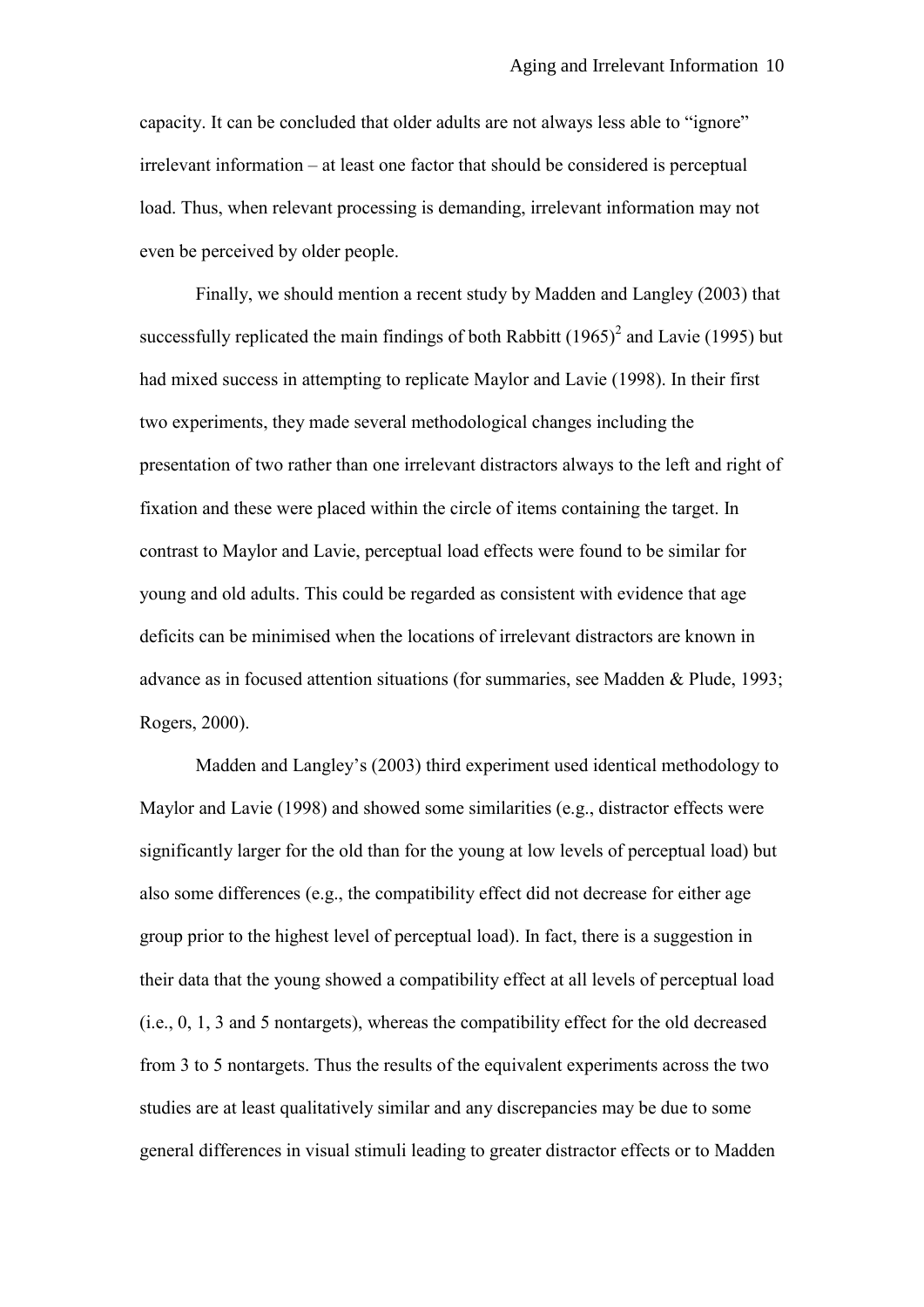capacity. It can be concluded that older adults are not always less able to "ignore" irrelevant information – at least one factor that should be considered is perceptual load. Thus, when relevant processing is demanding, irrelevant information may not even be perceived by older people.

Finally, we should mention a recent study by Madden and Langley (2003) that successfully replicated the main findings of both Rabbitt (1965)[2] and Lavie (1995) but had mixed success in attempting to replicate Maylor and Lavie (1998). In their first two experiments, they made several methodological changes including the presentation of two rather than one irrelevant distractors always to the left and right of fixation and these were placed within the circle of items containing the target. In contrast to Maylor and Lavie, perceptual load effects were found to be similar for young and old adults. This could be regarded as consistent with evidence that age deficits can be minimised when the locations of irrelevant distractors are known in advance as in focused attention situations (for summaries, see Madden & Plude, 1993; Rogers, 2000).

Madden and Langley's (2003) third experiment used identical methodology to Maylor and Lavie (1998) and showed some similarities (e.g., distractor effects were significantly larger for the old than for the young at low levels of perceptual load) but also some differences (e.g., the compatibility effect did not decrease for either age group prior to the highest level of perceptual load). In fact, there is a suggestion in their data that the young showed a compatibility effect at all levels of perceptual load (i.e., 0, 1, 3 and 5 nontargets), whereas the compatibility effect for the old decreased from 3 to 5 nontargets. Thus the results of the equivalent experiments across the two studies are at least qualitatively similar and any discrepancies may be due to some general differences in visual stimuli leading to greater distractor effects or to Madden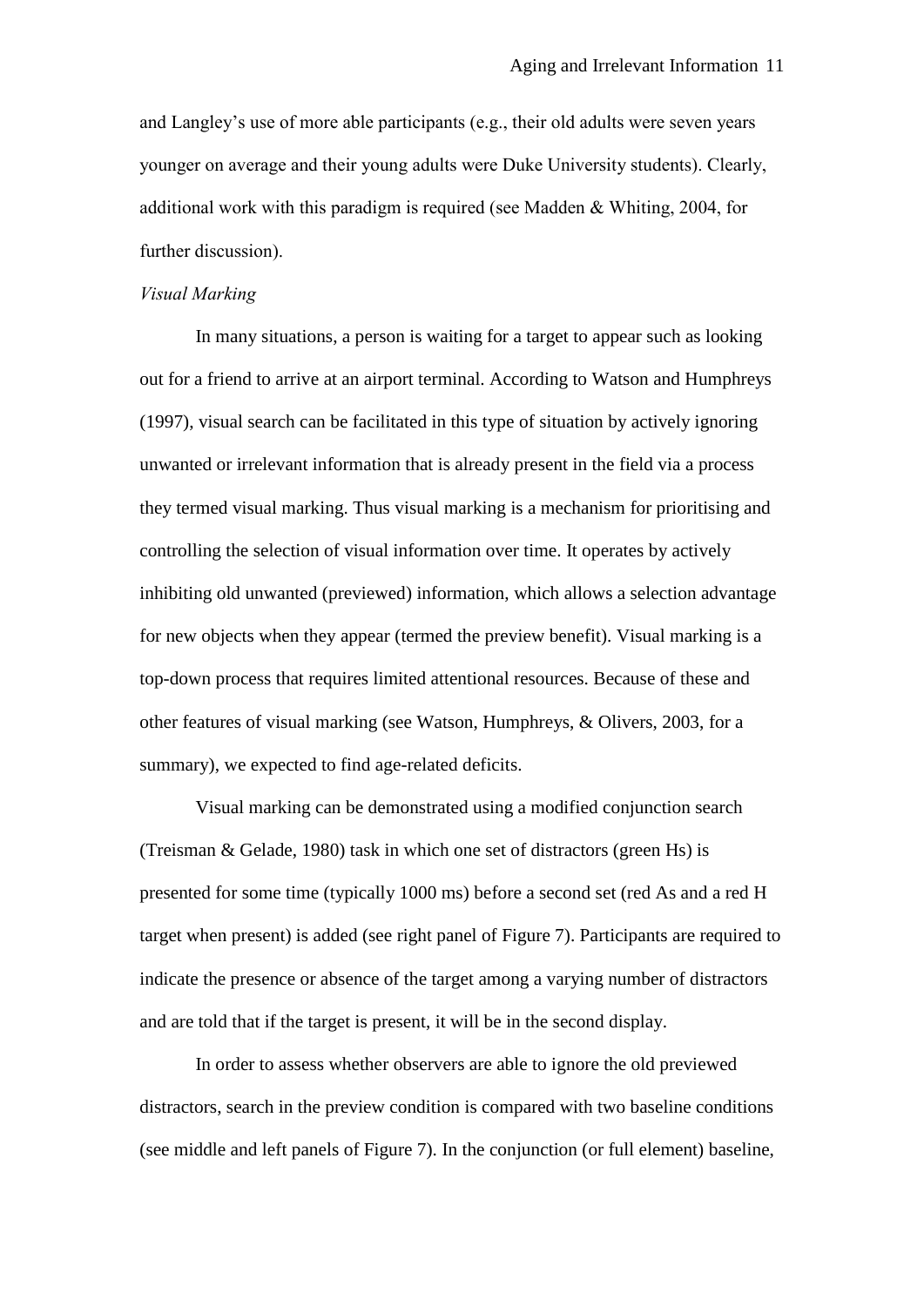and Langley's use of more able participants (e.g., their old adults were seven years younger on average and their young adults were Duke University students). Clearly, additional work with this paradigm is required (see Madden & Whiting, 2004, for further discussion).

*Visual Marking*

In many situations, a person is waiting for a target to appear such as looking out for a friend to arrive at an airport terminal. According to Watson and Humphreys (1997), visual search can be facilitated in this type of situation by actively ignoring unwanted or irrelevant information that is already present in the field via a process they termed visual marking. Thus visual marking is a mechanism for prioritising and controlling the selection of visual information over time. It operates by actively inhibiting old unwanted (previewed) information, which allows a selection advantage for new objects when they appear (termed the preview benefit). Visual marking is a top-down process that requires limited attentional resources. Because of these and other features of visual marking (see Watson, Humphreys, & Olivers, 2003, for a summary), we expected to find age-related deficits.

Visual marking can be demonstrated using a modified conjunction search (Treisman & Gelade, 1980) task in which one set of distractors (green Hs) is presented for some time (typically 1000 ms) before a second set (red As and a red H target when present) is added (see right panel of Figure 7). Participants are required to indicate the presence or absence of the target among a varying number of distractors and are told that if the target is present, it will be in the second display.

In order to assess whether observers are able to ignore the old previewed distractors, search in the preview condition is compared with two baseline conditions (see middle and left panels of Figure 7). In the conjunction (or full element) baseline,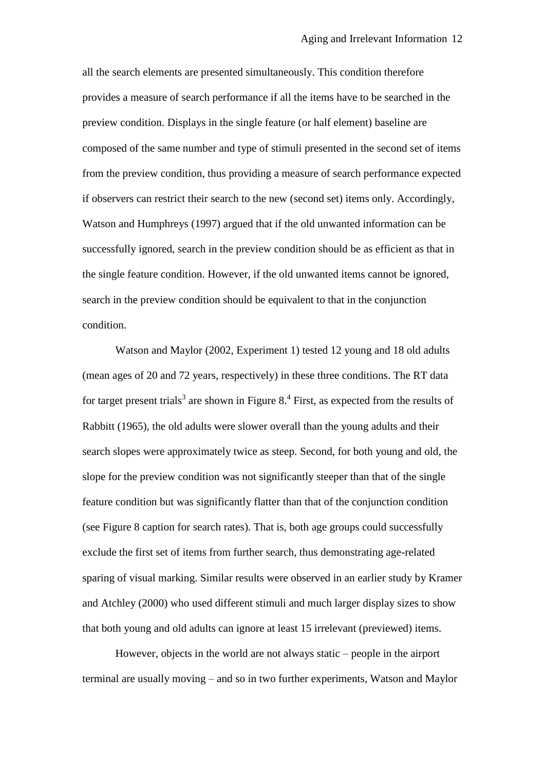all the search elements are presented simultaneously. This condition therefore provides a measure of search performance if all the items have to be searched in the preview condition. Displays in the single feature (or half element) baseline are composed of the same number and type of stimuli presented in the second set of items from the preview condition, thus providing a measure of search performance expected if observers can restrict their search to the new (second set) items only. Accordingly, Watson and Humphreys (1997) argued that if the old unwanted information can be successfully ignored, search in the preview condition should be as efficient as that in the single feature condition. However, if the old unwanted items cannot be ignored, search in the preview condition should be equivalent to that in the conjunction condition.

Watson and Maylor (2002, Experiment 1) tested 12 young and 18 old adults (mean ages of 20 and 72 years, respectively) in these three conditions. The RT data for target present trials[3] are shown in Figure 8.[4] First, as expected from the results of Rabbitt (1965), the old adults were slower overall than the young adults and their search slopes were approximately twice as steep. Second, for both young and old, the slope for the preview condition was not significantly steeper than that of the single feature condition but was significantly flatter than that of the conjunction condition (see Figure 8 caption for search rates). That is, both age groups could successfully exclude the first set of items from further search, thus demonstrating age-related sparing of visual marking. Similar results were observed in an earlier study by Kramer and Atchley (2000) who used different stimuli and much larger display sizes to show that both young and old adults can ignore at least 15 irrelevant (previewed) items.

However, objects in the world are not always static – people in the airport terminal are usually moving – and so in two further experiments, Watson and Maylor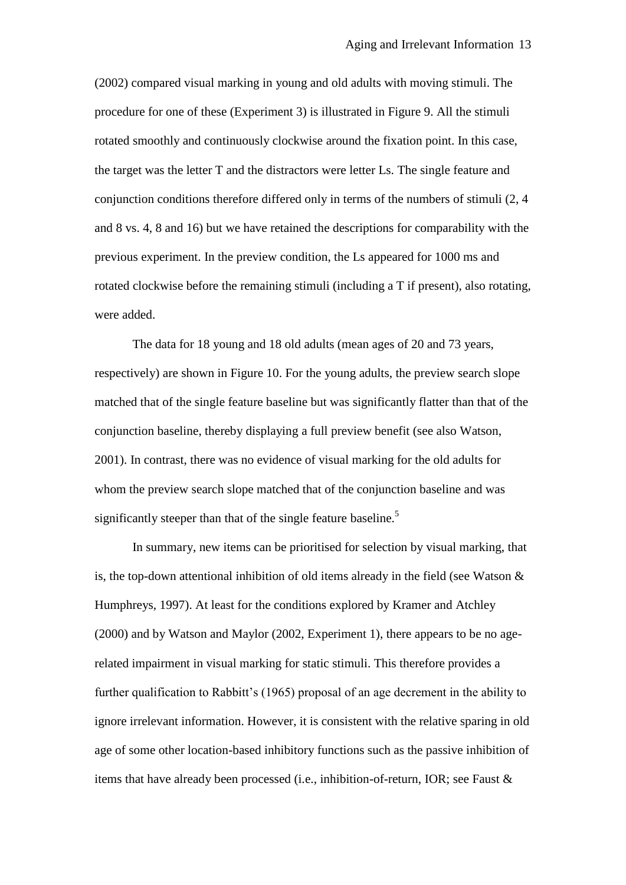(2002) compared visual marking in young and old adults with moving stimuli. The procedure for one of these (Experiment 3) is illustrated in Figure 9. All the stimuli rotated smoothly and continuously clockwise around the fixation point. In this case, the target was the letter T and the distractors were letter Ls. The single feature and conjunction conditions therefore differed only in terms of the numbers of stimuli (2, 4 and 8 vs. 4, 8 and 16) but we have retained the descriptions for comparability with the previous experiment. In the preview condition, the Ls appeared for 1000 ms and rotated clockwise before the remaining stimuli (including a T if present), also rotating, were added.

The data for 18 young and 18 old adults (mean ages of 20 and 73 years, respectively) are shown in Figure 10. For the young adults, the preview search slope matched that of the single feature baseline but was significantly flatter than that of the conjunction baseline, thereby displaying a full preview benefit (see also Watson, 2001). In contrast, there was no evidence of visual marking for the old adults for whom the preview search slope matched that of the conjunction baseline and was significantly steeper than that of the single feature baseline.[5]

In summary, new items can be prioritised for selection by visual marking, that is, the top-down attentional inhibition of old items already in the field (see Watson & Humphreys, 1997). At least for the conditions explored by Kramer and Atchley (2000) and by Watson and Maylor (2002, Experiment 1), there appears to be no age-related impairment in visual marking for static stimuli. This therefore provides a further qualification to Rabbitt's (1965) proposal of an age decrement in the ability to ignore irrelevant information. However, it is consistent with the relative sparing in old age of some other location-based inhibitory functions such as the passive inhibition of items that have already been processed (i.e., inhibition-of-return, IOR; see Faust &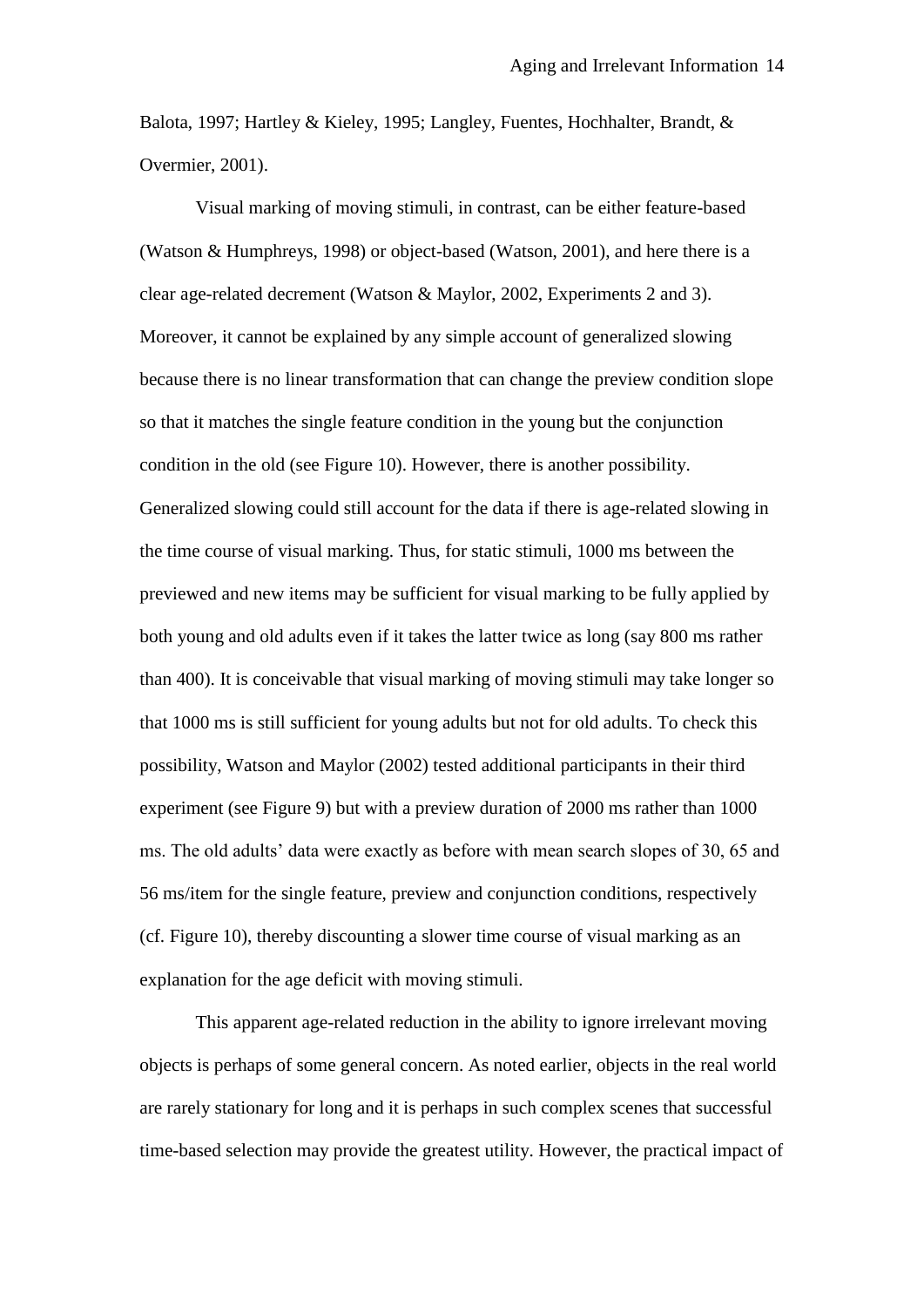Balota, 1997; Hartley & Kieley, 1995; Langley, Fuentes, Hochhalter, Brandt, & Overmier, 2001).

Visual marking of moving stimuli, in contrast, can be either feature-based (Watson & Humphreys, 1998) or object-based (Watson, 2001), and here there is a clear age-related decrement (Watson & Maylor, 2002, Experiments 2 and 3). Moreover, it cannot be explained by any simple account of generalized slowing because there is no linear transformation that can change the preview condition slope so that it matches the single feature condition in the young but the conjunction condition in the old (see Figure 10). However, there is another possibility. Generalized slowing could still account for the data if there is age-related slowing in the time course of visual marking. Thus, for static stimuli, 1000 ms between the previewed and new items may be sufficient for visual marking to be fully applied by both young and old adults even if it takes the latter twice as long (say 800 ms rather than 400). It is conceivable that visual marking of moving stimuli may take longer so that 1000 ms is still sufficient for young adults but not for old adults. To check this possibility, Watson and Maylor (2002) tested additional participants in their third experiment (see Figure 9) but with a preview duration of 2000 ms rather than 1000 ms. The old adults' data were exactly as before with mean search slopes of 30, 65 and 56 ms/item for the single feature, preview and conjunction conditions, respectively (cf. Figure 10), thereby discounting a slower time course of visual marking as an explanation for the age deficit with moving stimuli.

This apparent age-related reduction in the ability to ignore irrelevant moving objects is perhaps of some general concern. As noted earlier, objects in the real world are rarely stationary for long and it is perhaps in such complex scenes that successful time-based selection may provide the greatest utility. However, the practical impact of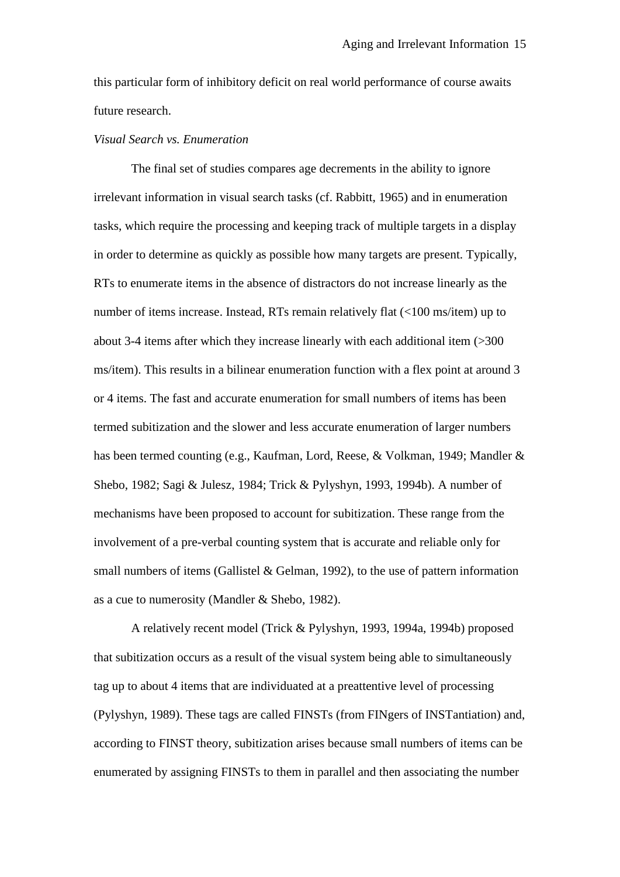this particular form of inhibitory deficit on real world performance of course awaits future research.

*Visual Search vs. Enumeration*

The final set of studies compares age decrements in the ability to ignore irrelevant information in visual search tasks (cf. Rabbitt, 1965) and in enumeration tasks, which require the processing and keeping track of multiple targets in a display in order to determine as quickly as possible how many targets are present. Typically, RTs to enumerate items in the absence of distractors do not increase linearly as the number of items increase. Instead, RTs remain relatively flat (<100 ms/item) up to about 3-4 items after which they increase linearly with each additional item (>300 ms/item). This results in a bilinear enumeration function with a flex point at around 3 or 4 items. The fast and accurate enumeration for small numbers of items has been termed subitization and the slower and less accurate enumeration of larger numbers has been termed counting (e.g., Kaufman, Lord, Reese, & Volkman, 1949; Mandler & Shebo, 1982; Sagi & Julesz, 1984; Trick & Pylyshyn, 1993, 1994b). A number of mechanisms have been proposed to account for subitization. These range from the involvement of a pre-verbal counting system that is accurate and reliable only for small numbers of items (Gallistel & Gelman, 1992), to the use of pattern information as a cue to numerosity (Mandler & Shebo, 1982).

A relatively recent model (Trick & Pylyshyn, 1993, 1994a, 1994b) proposed that subitization occurs as a result of the visual system being able to simultaneously tag up to about 4 items that are individuated at a preattentive level of processing (Pylyshyn, 1989). These tags are called FINSTs (from FINgers of INSTantiation) and, according to FINST theory, subitization arises because small numbers of items can be enumerated by assigning FINSTs to them in parallel and then associating the number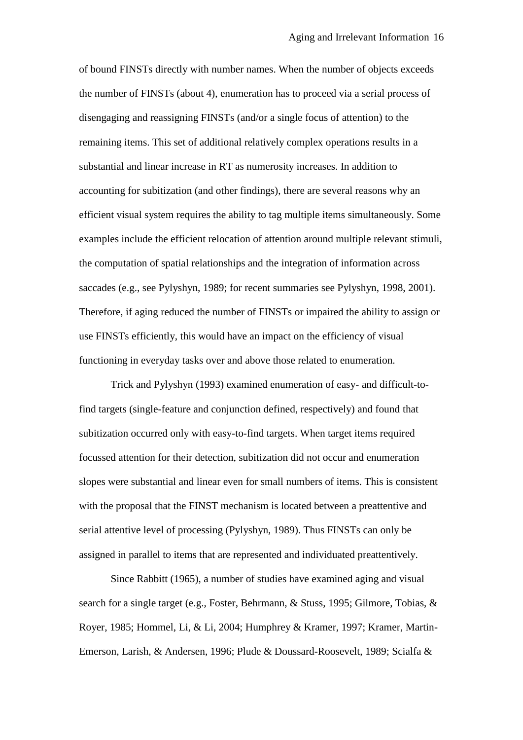of bound FINSTs directly with number names. When the number of objects exceeds the number of FINSTs (about 4), enumeration has to proceed via a serial process of disengaging and reassigning FINSTs (and/or a single focus of attention) to the remaining items. This set of additional relatively complex operations results in a substantial and linear increase in RT as numerosity increases. In addition to accounting for subitization (and other findings), there are several reasons why an efficient visual system requires the ability to tag multiple items simultaneously. Some examples include the efficient relocation of attention around multiple relevant stimuli, the computation of spatial relationships and the integration of information across saccades (e.g., see Pylyshyn, 1989; for recent summaries see Pylyshyn, 1998, 2001). Therefore, if aging reduced the number of FINSTs or impaired the ability to assign or use FINSTs efficiently, this would have an impact on the efficiency of visual functioning in everyday tasks over and above those related to enumeration.

Trick and Pylyshyn (1993) examined enumeration of easy- and difficult-to-find targets (single-feature and conjunction defined, respectively) and found that subitization occurred only with easy-to-find targets. When target items required focussed attention for their detection, subitization did not occur and enumeration slopes were substantial and linear even for small numbers of items. This is consistent with the proposal that the FINST mechanism is located between a preattentive and serial attentive level of processing (Pylyshyn, 1989). Thus FINSTs can only be assigned in parallel to items that are represented and individuated preattentively.

Since Rabbitt (1965), a number of studies have examined aging and visual search for a single target (e.g., Foster, Behrmann, & Stuss, 1995; Gilmore, Tobias, & Royer, 1985; Hommel, Li, & Li, 2004; Humphrey & Kramer, 1997; Kramer, Martin-Emerson, Larish, & Andersen, 1996; Plude & Doussard-Roosevelt, 1989; Scialfa &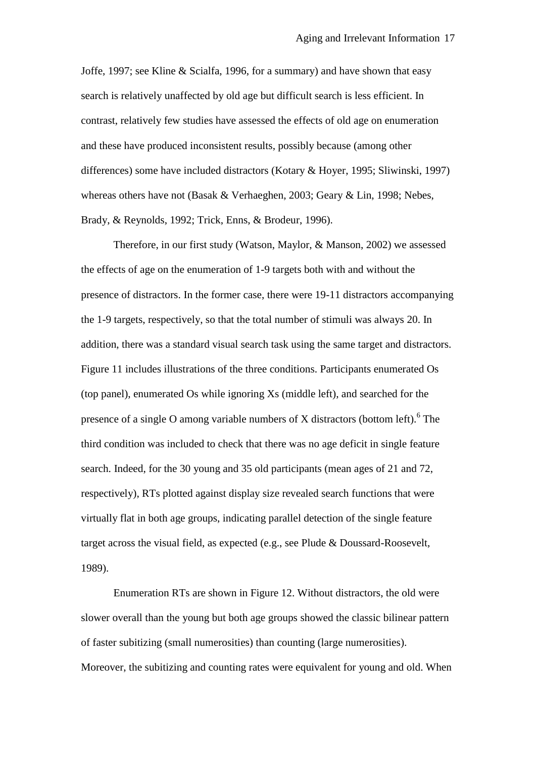Joffe, 1997; see Kline & Scialfa, 1996, for a summary) and have shown that easy search is relatively unaffected by old age but difficult search is less efficient. In contrast, relatively few studies have assessed the effects of old age on enumeration and these have produced inconsistent results, possibly because (among other differences) some have included distractors (Kotary & Hoyer, 1995; Sliwinski, 1997) whereas others have not (Basak & Verhaeghen, 2003; Geary & Lin, 1998; Nebes, Brady, & Reynolds, 1992; Trick, Enns, & Brodeur, 1996).

Therefore, in our first study (Watson, Maylor, & Manson, 2002) we assessed the effects of age on the enumeration of 1-9 targets both with and without the presence of distractors. In the former case, there were 19-11 distractors accompanying the 1-9 targets, respectively, so that the total number of stimuli was always 20. In addition, there was a standard visual search task using the same target and distractors. Figure 11 includes illustrations of the three conditions. Participants enumerated Os (top panel), enumerated Os while ignoring Xs (middle left), and searched for the presence of a single O among variable numbers of X distractors (bottom left).[6] The third condition was included to check that there was no age deficit in single feature search. Indeed, for the 30 young and 35 old participants (mean ages of 21 and 72, respectively), RTs plotted against display size revealed search functions that were virtually flat in both age groups, indicating parallel detection of the single feature target across the visual field, as expected (e.g., see Plude & Doussard-Roosevelt, 1989).

Enumeration RTs are shown in Figure 12. Without distractors, the old were slower overall than the young but both age groups showed the classic bilinear pattern of faster subitizing (small numerosities) than counting (large numerosities). Moreover, the subitizing and counting rates were equivalent for young and old. When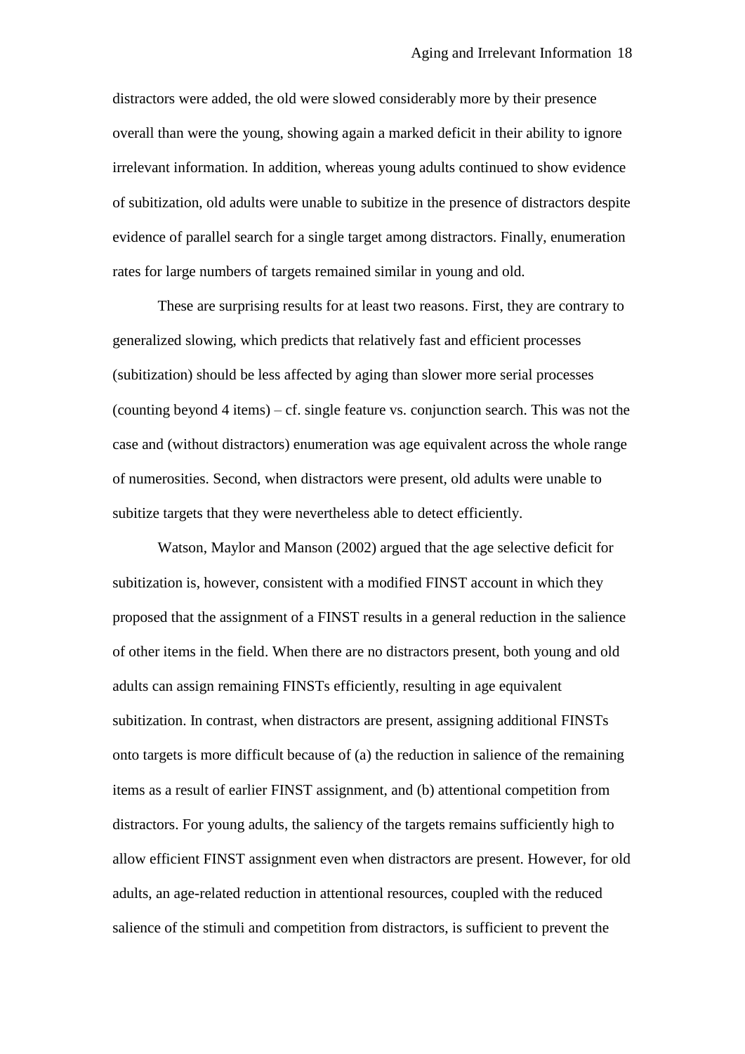distractors were added, the old were slowed considerably more by their presence overall than were the young, showing again a marked deficit in their ability to ignore irrelevant information. In addition, whereas young adults continued to show evidence of subitization, old adults were unable to subitize in the presence of distractors despite evidence of parallel search for a single target among distractors. Finally, enumeration rates for large numbers of targets remained similar in young and old.

These are surprising results for at least two reasons. First, they are contrary to generalized slowing, which predicts that relatively fast and efficient processes (subitization) should be less affected by aging than slower more serial processes (counting beyond 4 items) – cf. single feature vs. conjunction search. This was not the case and (without distractors) enumeration was age equivalent across the whole range of numerosities. Second, when distractors were present, old adults were unable to subitize targets that they were nevertheless able to detect efficiently.

Watson, Maylor and Manson (2002) argued that the age selective deficit for subitization is, however, consistent with a modified FINST account in which they proposed that the assignment of a FINST results in a general reduction in the salience of other items in the field. When there are no distractors present, both young and old adults can assign remaining FINSTs efficiently, resulting in age equivalent subitization. In contrast, when distractors are present, assigning additional FINSTs onto targets is more difficult because of (a) the reduction in salience of the remaining items as a result of earlier FINST assignment, and (b) attentional competition from distractors. For young adults, the saliency of the targets remains sufficiently high to allow efficient FINST assignment even when distractors are present. However, for old adults, an age-related reduction in attentional resources, coupled with the reduced salience of the stimuli and competition from distractors, is sufficient to prevent the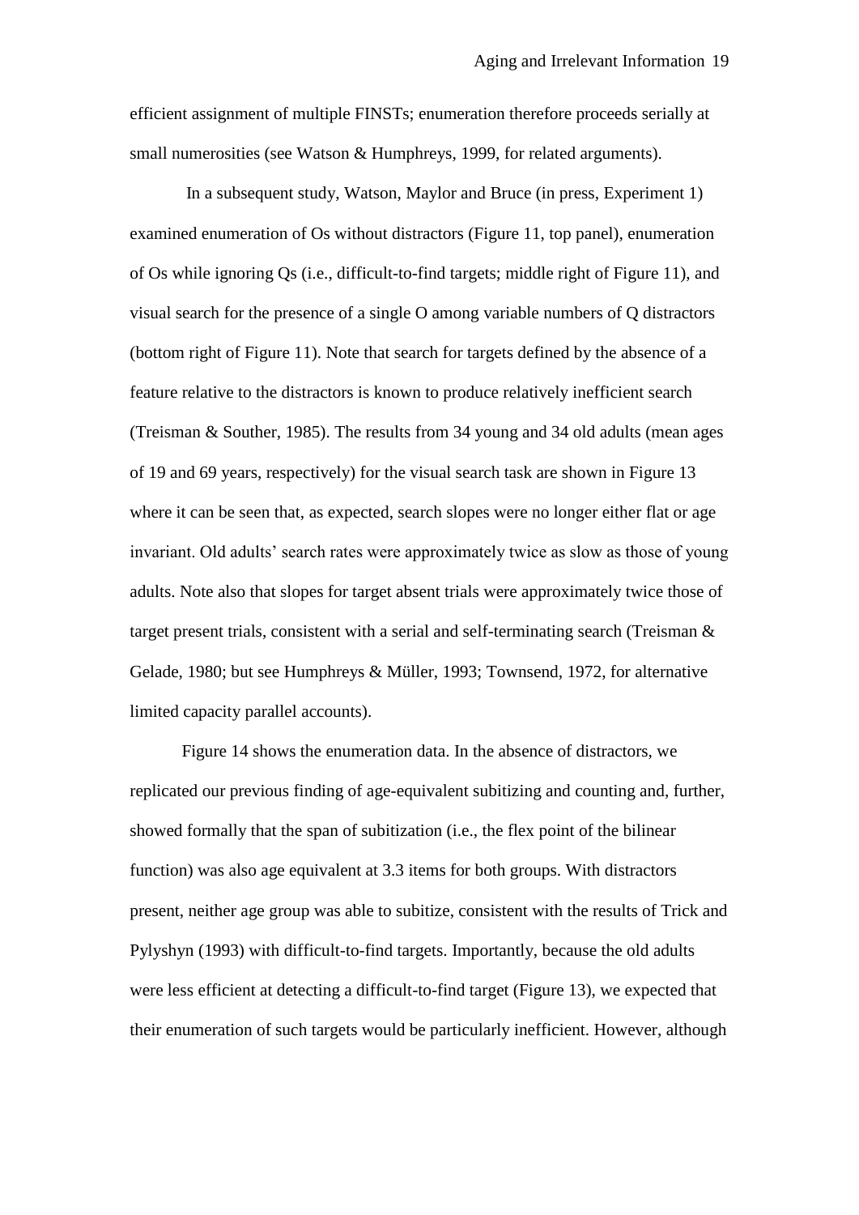efficient assignment of multiple FINSTs; enumeration therefore proceeds serially at small numerosities (see Watson & Humphreys, 1999, for related arguments).

In a subsequent study, Watson, Maylor and Bruce (in press, Experiment 1) examined enumeration of Os without distractors (Figure 11, top panel), enumeration of Os while ignoring Qs (i.e., difficult-to-find targets; middle right of Figure 11), and visual search for the presence of a single O among variable numbers of Q distractors (bottom right of Figure 11). Note that search for targets defined by the absence of a feature relative to the distractors is known to produce relatively inefficient search (Treisman & Souther, 1985). The results from 34 young and 34 old adults (mean ages of 19 and 69 years, respectively) for the visual search task are shown in Figure 13 where it can be seen that, as expected, search slopes were no longer either flat or age invariant. Old adults' search rates were approximately twice as slow as those of young adults. Note also that slopes for target absent trials were approximately twice those of target present trials, consistent with a serial and self-terminating search (Treisman & Gelade, 1980; but see Humphreys & Müller, 1993; Townsend, 1972, for alternative limited capacity parallel accounts).

Figure 14 shows the enumeration data. In the absence of distractors, we replicated our previous finding of age-equivalent subitizing and counting and, further, showed formally that the span of subitization (i.e., the flex point of the bilinear function) was also age equivalent at 3.3 items for both groups. With distractors present, neither age group was able to subitize, consistent with the results of Trick and Pylyshyn (1993) with difficult-to-find targets. Importantly, because the old adults were less efficient at detecting a difficult-to-find target (Figure 13), we expected that their enumeration of such targets would be particularly inefficient. However, although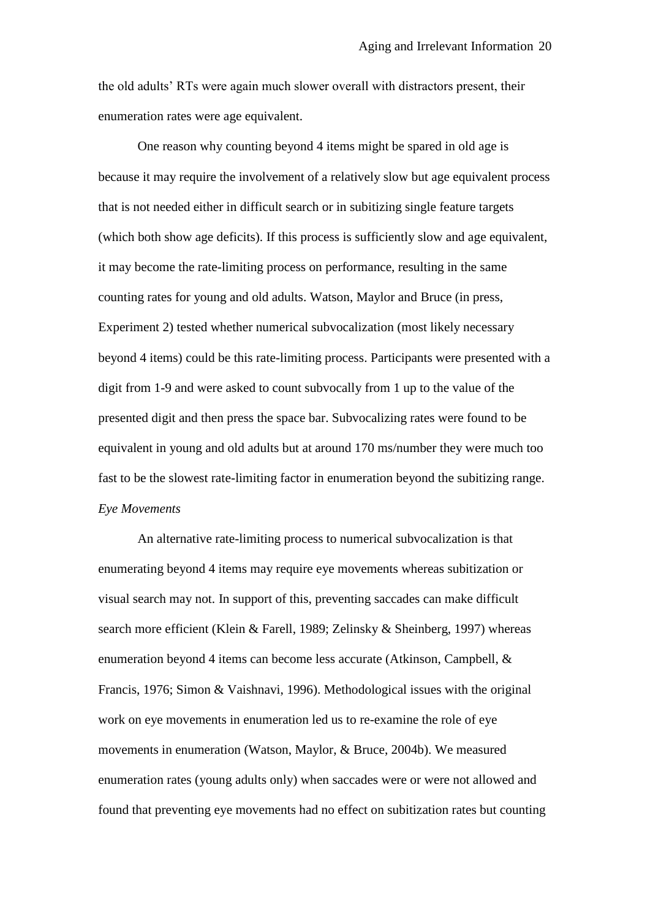the old adults' RTs were again much slower overall with distractors present, their enumeration rates were age equivalent.

One reason why counting beyond 4 items might be spared in old age is because it may require the involvement of a relatively slow but age equivalent process that is not needed either in difficult search or in subitizing single feature targets (which both show age deficits). If this process is sufficiently slow and age equivalent, it may become the rate-limiting process on performance, resulting in the same counting rates for young and old adults. Watson, Maylor and Bruce (in press, Experiment 2) tested whether numerical subvocalization (most likely necessary beyond 4 items) could be this rate-limiting process. Participants were presented with a digit from 1-9 and were asked to count subvocally from 1 up to the value of the presented digit and then press the space bar. Subvocalizing rates were found to be equivalent in young and old adults but at around 170 ms/number they were much too fast to be the slowest rate-limiting factor in enumeration beyond the subitizing range.

*Eye Movements*

An alternative rate-limiting process to numerical subvocalization is that enumerating beyond 4 items may require eye movements whereas subitization or visual search may not. In support of this, preventing saccades can make difficult search more efficient (Klein & Farell, 1989; Zelinsky & Sheinberg, 1997) whereas enumeration beyond 4 items can become less accurate (Atkinson, Campbell, & Francis, 1976; Simon & Vaishnavi, 1996). Methodological issues with the original work on eye movements in enumeration led us to re-examine the role of eye movements in enumeration (Watson, Maylor, & Bruce, 2004b). We measured enumeration rates (young adults only) when saccades were or were not allowed and found that preventing eye movements had no effect on subitization rates but counting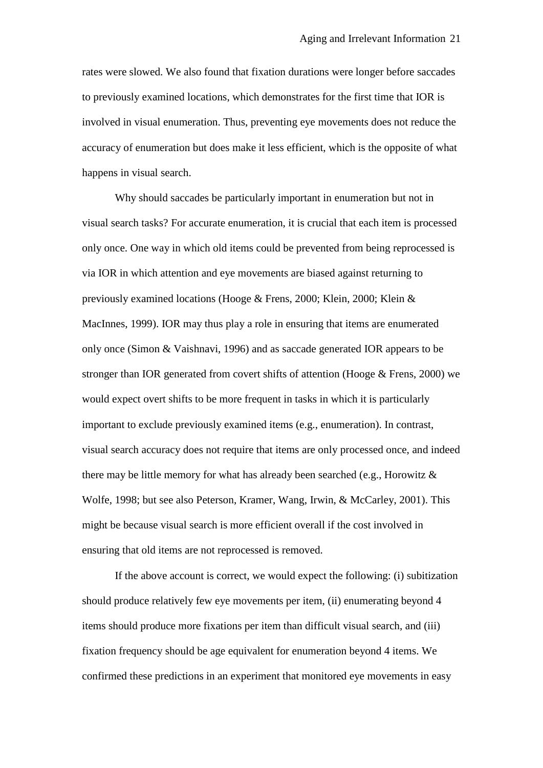rates were slowed. We also found that fixation durations were longer before saccades to previously examined locations, which demonstrates for the first time that IOR is involved in visual enumeration. Thus, preventing eye movements does not reduce the accuracy of enumeration but does make it less efficient, which is the opposite of what happens in visual search.

Why should saccades be particularly important in enumeration but not in visual search tasks? For accurate enumeration, it is crucial that each item is processed only once. One way in which old items could be prevented from being reprocessed is via IOR in which attention and eye movements are biased against returning to previously examined locations (Hooge & Frens, 2000; Klein, 2000; Klein & MacInnes, 1999). IOR may thus play a role in ensuring that items are enumerated only once (Simon & Vaishnavi, 1996) and as saccade generated IOR appears to be stronger than IOR generated from covert shifts of attention (Hooge & Frens, 2000) we would expect overt shifts to be more frequent in tasks in which it is particularly important to exclude previously examined items (e.g., enumeration). In contrast, visual search accuracy does not require that items are only processed once, and indeed there may be little memory for what has already been searched (e.g., Horowitz & Wolfe, 1998; but see also Peterson, Kramer, Wang, Irwin, & McCarley, 2001). This might be because visual search is more efficient overall if the cost involved in ensuring that old items are not reprocessed is removed.

If the above account is correct, we would expect the following: (i) subitization should produce relatively few eye movements per item, (ii) enumerating beyond 4 items should produce more fixations per item than difficult visual search, and (iii) fixation frequency should be age equivalent for enumeration beyond 4 items. We confirmed these predictions in an experiment that monitored eye movements in easy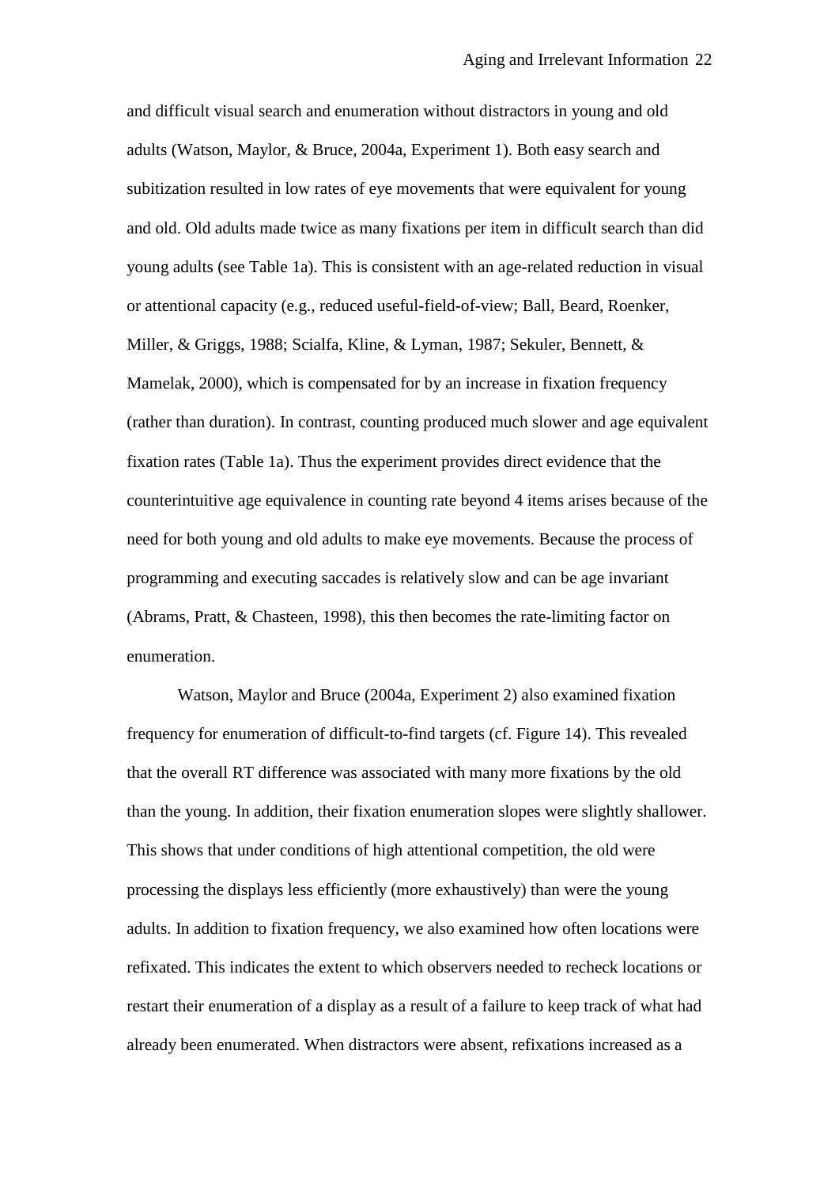and difficult visual search and enumeration without distractors in young and old adults (Watson, Maylor, & Bruce, 2004a, Experiment 1). Both easy search and subitization resulted in low rates of eye movements that were equivalent for young and old. Old adults made twice as many fixations per item in difficult search than did young adults (see Table 1a). This is consistent with an age-related reduction in visual or attentional capacity (e.g., reduced useful-field-of-view; Ball, Beard, Roenker, Miller, & Griggs, 1988; Scialfa, Kline, & Lyman, 1987; Sekuler, Bennett, & Mamelak, 2000), which is compensated for by an increase in fixation frequency (rather than duration). In contrast, counting produced much slower and age equivalent fixation rates (Table 1a). Thus the experiment provides direct evidence that the counterintuitive age equivalence in counting rate beyond 4 items arises because of the need for both young and old adults to make eye movements. Because the process of programming and executing saccades is relatively slow and can be age invariant (Abrams, Pratt, & Chasteen, 1998), this then becomes the rate-limiting factor on enumeration.

Watson, Maylor and Bruce (2004a, Experiment 2) also examined fixation frequency for enumeration of difficult-to-find targets (cf. Figure 14). This revealed that the overall RT difference was associated with many more fixations by the old than the young. In addition, their fixation enumeration slopes were slightly shallower. This shows that under conditions of high attentional competition, the old were processing the displays less efficiently (more exhaustively) than were the young adults. In addition to fixation frequency, we also examined how often locations were refixated. This indicates the extent to which observers needed to recheck locations or restart their enumeration of a display as a result of a failure to keep track of what had already been enumerated. When distractors were absent, refixations increased as a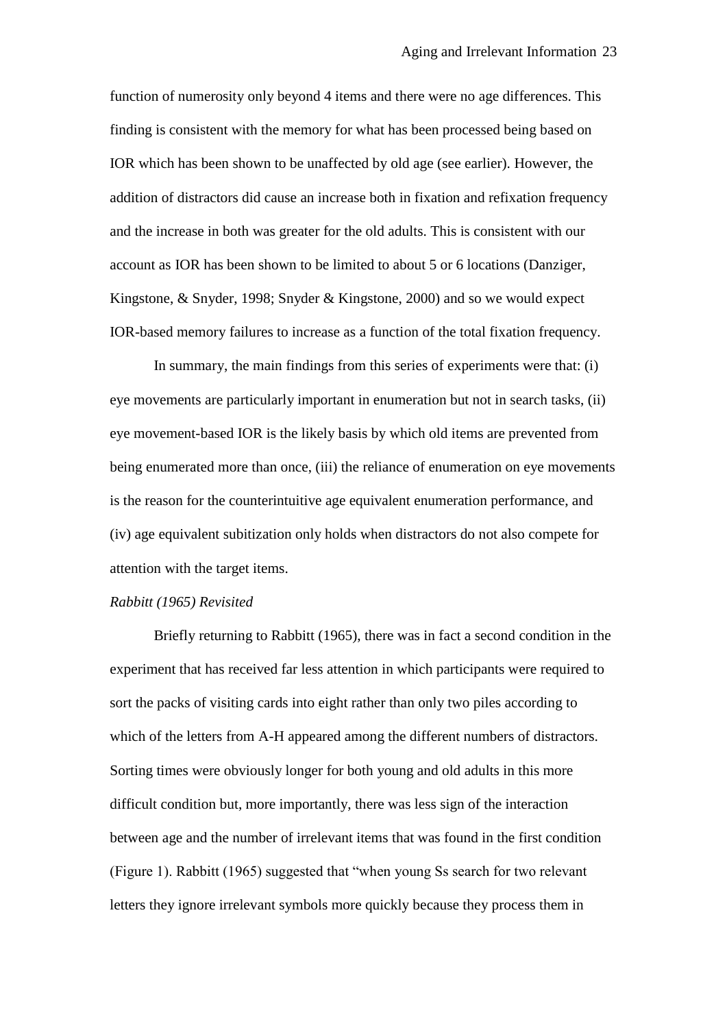function of numerosity only beyond 4 items and there were no age differences. This finding is consistent with the memory for what has been processed being based on IOR which has been shown to be unaffected by old age (see earlier). However, the addition of distractors did cause an increase both in fixation and refixation frequency and the increase in both was greater for the old adults. This is consistent with our account as IOR has been shown to be limited to about 5 or 6 locations (Danziger, Kingstone, & Snyder, 1998; Snyder & Kingstone, 2000) and so we would expect IOR-based memory failures to increase as a function of the total fixation frequency.

In summary, the main findings from this series of experiments were that: (i) eye movements are particularly important in enumeration but not in search tasks, (ii) eye movement-based IOR is the likely basis by which old items are prevented from being enumerated more than once, (iii) the reliance of enumeration on eye movements is the reason for the counterintuitive age equivalent enumeration performance, and (iv) age equivalent subitization only holds when distractors do not also compete for attention with the target items.

*Rabbitt (1965) Revisited*

Briefly returning to Rabbitt (1965), there was in fact a second condition in the experiment that has received far less attention in which participants were required to sort the packs of visiting cards into eight rather than only two piles according to which of the letters from A-H appeared among the different numbers of distractors. Sorting times were obviously longer for both young and old adults in this more difficult condition but, more importantly, there was less sign of the interaction between age and the number of irrelevant items that was found in the first condition (Figure 1). Rabbitt (1965) suggested that "when young Ss search for two relevant letters they ignore irrelevant symbols more quickly because they process them in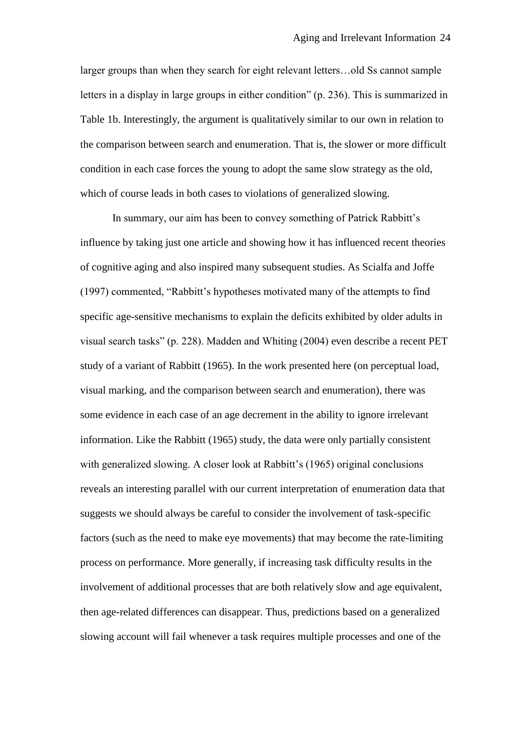larger groups than when they search for eight relevant letters…old Ss cannot sample letters in a display in large groups in either condition" (p. 236). This is summarized in Table 1b. Interestingly, the argument is qualitatively similar to our own in relation to the comparison between search and enumeration. That is, the slower or more difficult condition in each case forces the young to adopt the same slow strategy as the old, which of course leads in both cases to violations of generalized slowing.

In summary, our aim has been to convey something of Patrick Rabbitt's influence by taking just one article and showing how it has influenced recent theories of cognitive aging and also inspired many subsequent studies. As Scialfa and Joffe (1997) commented, "Rabbitt's hypotheses motivated many of the attempts to find specific age-sensitive mechanisms to explain the deficits exhibited by older adults in visual search tasks" (p. 228). Madden and Whiting (2004) even describe a recent PET study of a variant of Rabbitt (1965). In the work presented here (on perceptual load, visual marking, and the comparison between search and enumeration), there was some evidence in each case of an age decrement in the ability to ignore irrelevant information. Like the Rabbitt (1965) study, the data were only partially consistent with generalized slowing. A closer look at Rabbitt's (1965) original conclusions reveals an interesting parallel with our current interpretation of enumeration data that suggests we should always be careful to consider the involvement of task-specific factors (such as the need to make eye movements) that may become the rate-limiting process on performance. More generally, if increasing task difficulty results in the involvement of additional processes that are both relatively slow and age equivalent, then age-related differences can disappear. Thus, predictions based on a generalized slowing account will fail whenever a task requires multiple processes and one of the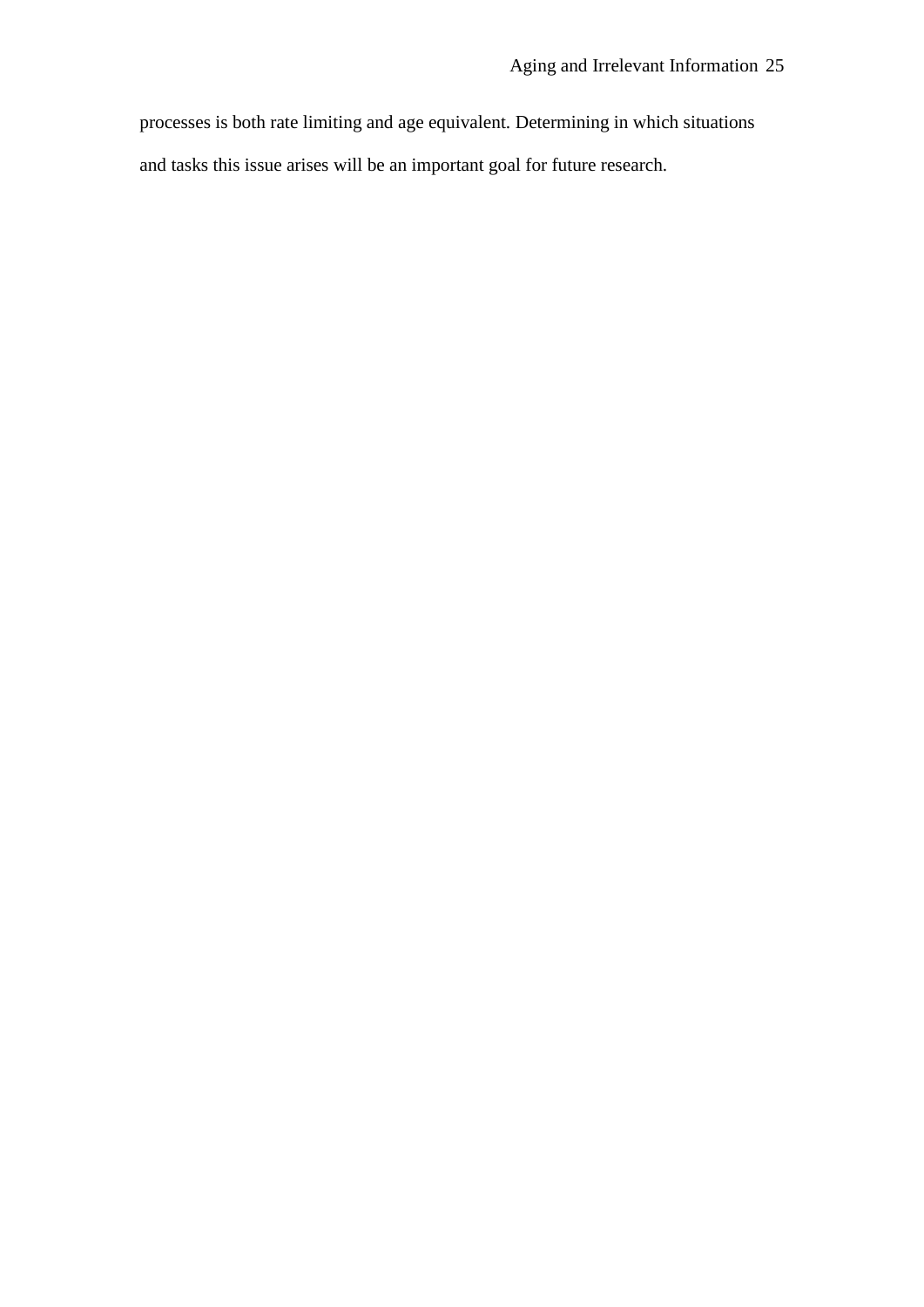processes is both rate limiting and age equivalent. Determining in which situations and tasks this issue arises will be an important goal for future research.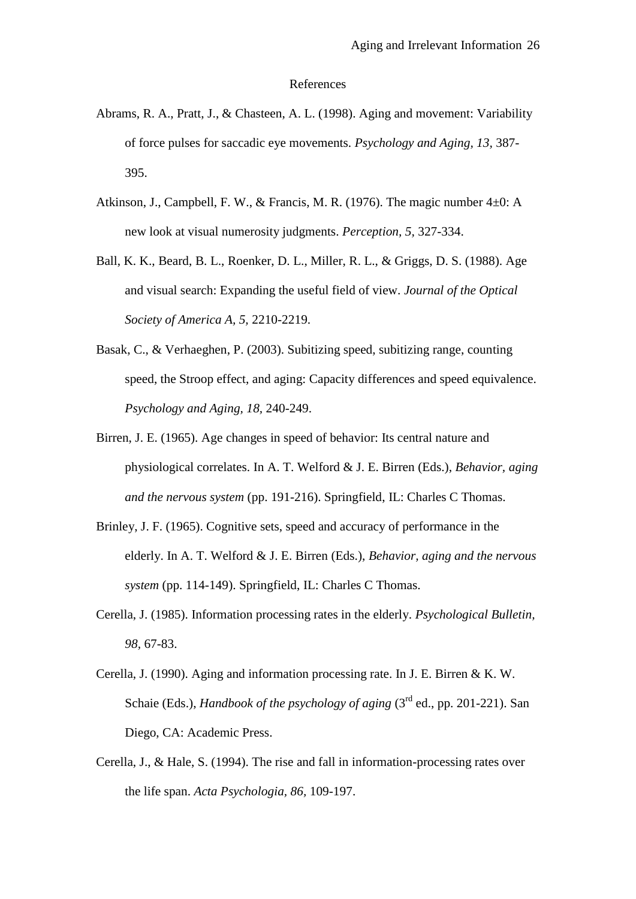# References

Abrams, R. A., Pratt, J., & Chasteen, A. L. (1998). Aging and movement: Variability of force pulses for saccadic eye movements. *Psychology and Aging*, *13*, 387-395.

Atkinson, J., Campbell, F. W., & Francis, M. R. (1976). The magic number 4±0: A new look at visual numerosity judgments. *Perception, 5,* 327-334.

Ball, K. K., Beard, B. L., Roenker, D. L., Miller, R. L., & Griggs, D. S. (1988). Age and visual search: Expanding the useful field of view. *Journal of the Optical Society of America A, 5,* 2210-2219.

Basak, C., & Verhaeghen, P. (2003). Subitizing speed, subitizing range, counting speed, the Stroop effect, and aging: Capacity differences and speed equivalence. *Psychology and Aging, 18*, 240-249.

Birren, J. E. (1965). Age changes in speed of behavior: Its central nature and physiological correlates. In A. T. Welford & J. E. Birren (Eds.), *Behavior, aging and the nervous system* (pp. 191-216). Springfield, IL: Charles C Thomas.

Brinley, J. F. (1965). Cognitive sets, speed and accuracy of performance in the elderly. In A. T. Welford & J. E. Birren (Eds.), *Behavior, aging and the nervous system* (pp. 114-149). Springfield, IL: Charles C Thomas.

Cerella, J. (1985). Information processing rates in the elderly. *Psychological Bulletin, 98*, 67-83.

Cerella, J. (1990). Aging and information processing rate. In J. E. Birren & K. W. Schaie (Eds.), *Handbook of the psychology of aging* (3rd ed., pp. 201-221). San Diego, CA: Academic Press.

Cerella, J., & Hale, S. (1994). The rise and fall in information-processing rates over the life span. *Acta Psychologia, 86*, 109-197.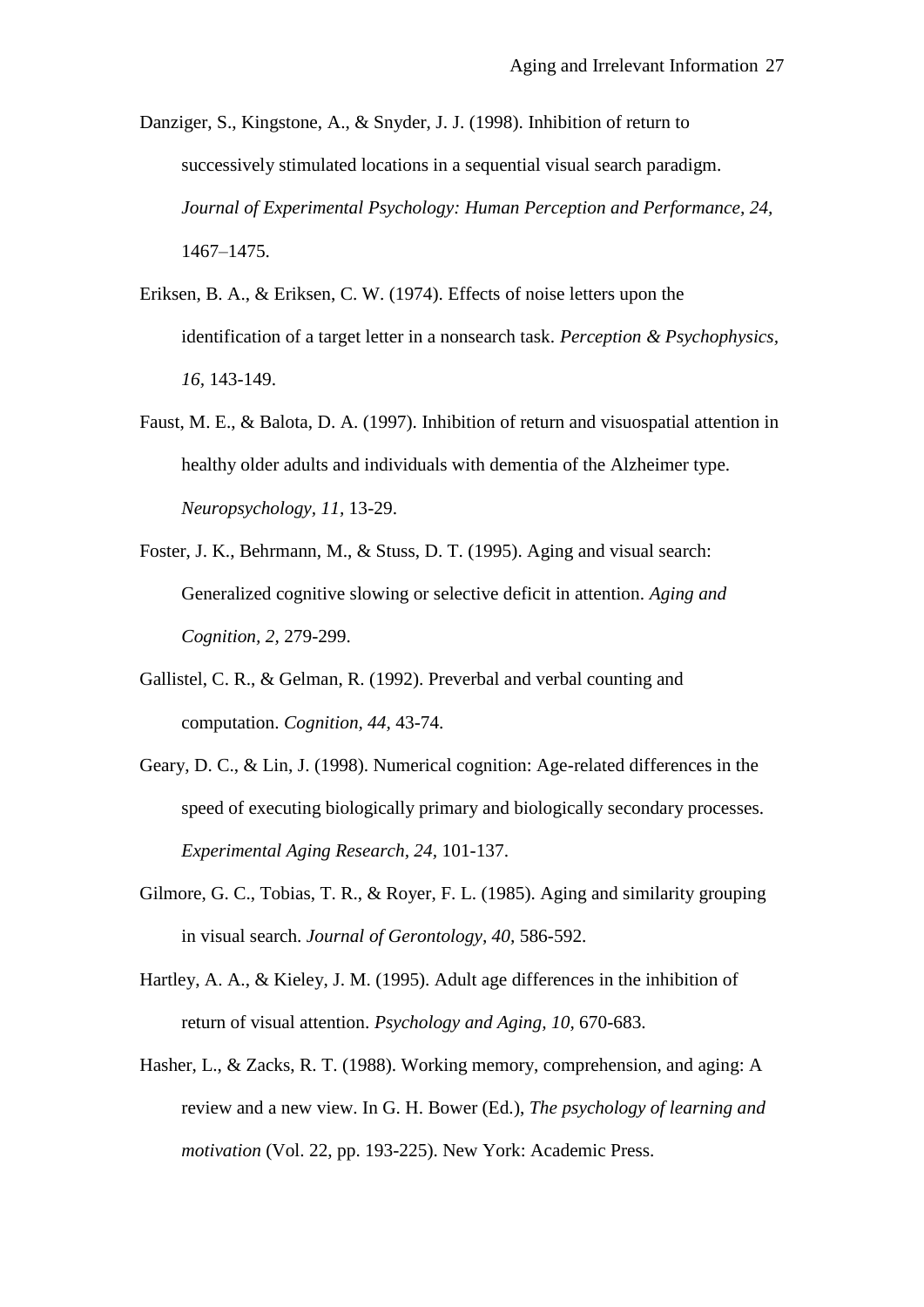Danziger, S., Kingstone, A., & Snyder, J. J. (1998). Inhibition of return to successively stimulated locations in a sequential visual search paradigm. *Journal of Experimental Psychology: Human Perception and Performance, 24,* 1467–1475.

Eriksen, B. A., & Eriksen, C. W. (1974). Effects of noise letters upon the identification of a target letter in a nonsearch task. *Perception & Psychophysics, 16*, 143-149.

Faust, M. E., & Balota, D. A. (1997). Inhibition of return and visuospatial attention in healthy older adults and individuals with dementia of the Alzheimer type. *Neuropsychology, 11,* 13-29.

Foster, J. K., Behrmann, M., & Stuss, D. T. (1995). Aging and visual search: Generalized cognitive slowing or selective deficit in attention. *Aging and Cognition, 2,* 279-299.

Gallistel, C. R., & Gelman, R. (1992). Preverbal and verbal counting and computation. *Cognition, 44,* 43-74.

Geary, D. C., & Lin, J. (1998). Numerical cognition: Age-related differences in the speed of executing biologically primary and biologically secondary processes. *Experimental Aging Research, 24,* 101-137.

Gilmore, G. C., Tobias, T. R., & Royer, F. L. (1985). Aging and similarity grouping in visual search. *Journal of Gerontology, 40,* 586-592.

Hartley, A. A., & Kieley, J. M. (1995). Adult age differences in the inhibition of return of visual attention. *Psychology and Aging, 10,* 670-683.

Hasher, L., & Zacks, R. T. (1988). Working memory, comprehension, and aging: A review and a new view. In G. H. Bower (Ed.), *The psychology of learning and motivation* (Vol. 22, pp. 193-225). New York: Academic Press.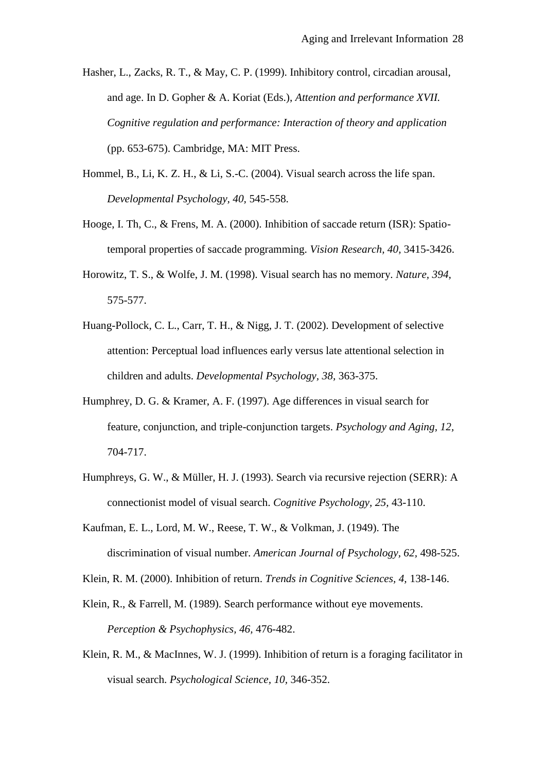Hasher, L., Zacks, R. T., & May, C. P. (1999). Inhibitory control, circadian arousal, and age. In D. Gopher & A. Koriat (Eds.), *Attention and performance XVII. Cognitive regulation and performance: Interaction of theory and application* (pp. 653-675). Cambridge, MA: MIT Press.

Hommel, B., Li, K. Z. H., & Li, S.-C. (2004). Visual search across the life span. *Developmental Psychology, 40,* 545-558.

Hooge, I. Th, C., & Frens, M. A. (2000). Inhibition of saccade return (ISR): Spatio-temporal properties of saccade programming. *Vision Research, 40,* 3415-3426.

Horowitz, T. S., & Wolfe, J. M. (1998). Visual search has no memory. *Nature, 394,* 575-577.

Huang-Pollock, C. L., Carr, T. H., & Nigg, J. T. (2002). Development of selective attention: Perceptual load influences early versus late attentional selection in children and adults. *Developmental Psychology, 38,* 363-375.

Humphrey, D. G. & Kramer, A. F. (1997). Age differences in visual search for feature, conjunction, and triple-conjunction targets. *Psychology and Aging, 12,* 704-717.

Humphreys, G. W., & Müller, H. J. (1993). Search via recursive rejection (SERR): A connectionist model of visual search. *Cognitive Psychology, 25,* 43-110.

Kaufman, E. L., Lord, M. W., Reese, T. W., & Volkman, J. (1949). The discrimination of visual number. *American Journal of Psychology, 62,* 498-525.

Klein, R. M. (2000). Inhibition of return. *Trends in Cognitive Sciences, 4,* 138-146.

Klein, R., & Farrell, M. (1989). Search performance without eye movements. *Perception & Psychophysics, 46,* 476-482.

Klein, R. M., & MacInnes, W. J. (1999). Inhibition of return is a foraging facilitator in visual search. *Psychological Science, 10,* 346-352.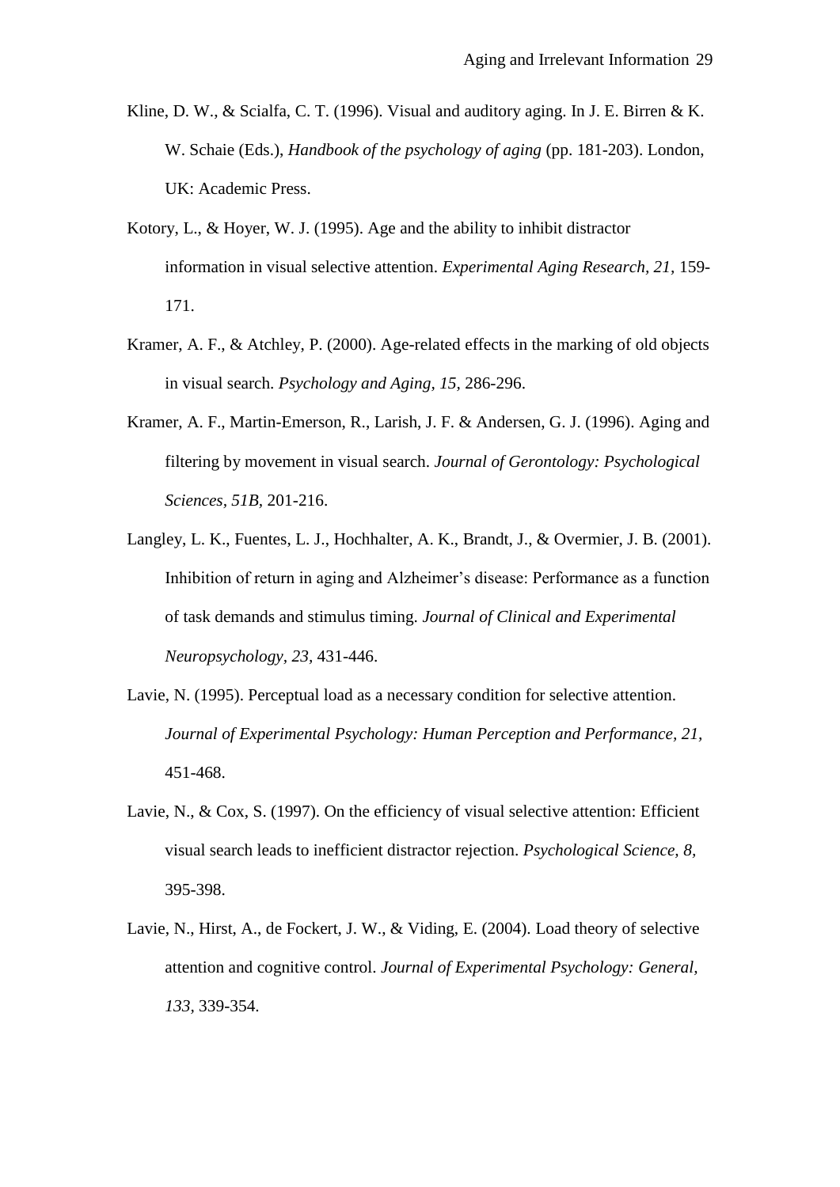Kline, D. W., & Scialfa, C. T. (1996). Visual and auditory aging. In J. E. Birren & K. W. Schaie (Eds.), *Handbook of the psychology of aging* (pp. 181-203). London, UK: Academic Press.

Kotory, L., & Hoyer, W. J. (1995). Age and the ability to inhibit distractor information in visual selective attention. *Experimental Aging Research, 21*, 159-171.

Kramer, A. F., & Atchley, P. (2000). Age-related effects in the marking of old objects in visual search. *Psychology and Aging, 15*, 286-296.

Kramer, A. F., Martin-Emerson, R., Larish, J. F. & Andersen, G. J. (1996). Aging and filtering by movement in visual search. *Journal of Gerontology: Psychological Sciences, 51B*, 201-216.

Langley, L. K., Fuentes, L. J., Hochhalter, A. K., Brandt, J., & Overmier, J. B. (2001). Inhibition of return in aging and Alzheimer's disease: Performance as a function of task demands and stimulus timing. *Journal of Clinical and Experimental Neuropsychology, 23*, 431-446.

Lavie, N. (1995). Perceptual load as a necessary condition for selective attention. *Journal of Experimental Psychology: Human Perception and Performance, 21*, 451-468.

Lavie, N., & Cox, S. (1997). On the efficiency of visual selective attention: Efficient visual search leads to inefficient distractor rejection. *Psychological Science, 8*, 395-398.

Lavie, N., Hirst, A., de Fockert, J. W., & Viding, E. (2004). Load theory of selective attention and cognitive control. *Journal of Experimental Psychology: General, 133*, 339-354.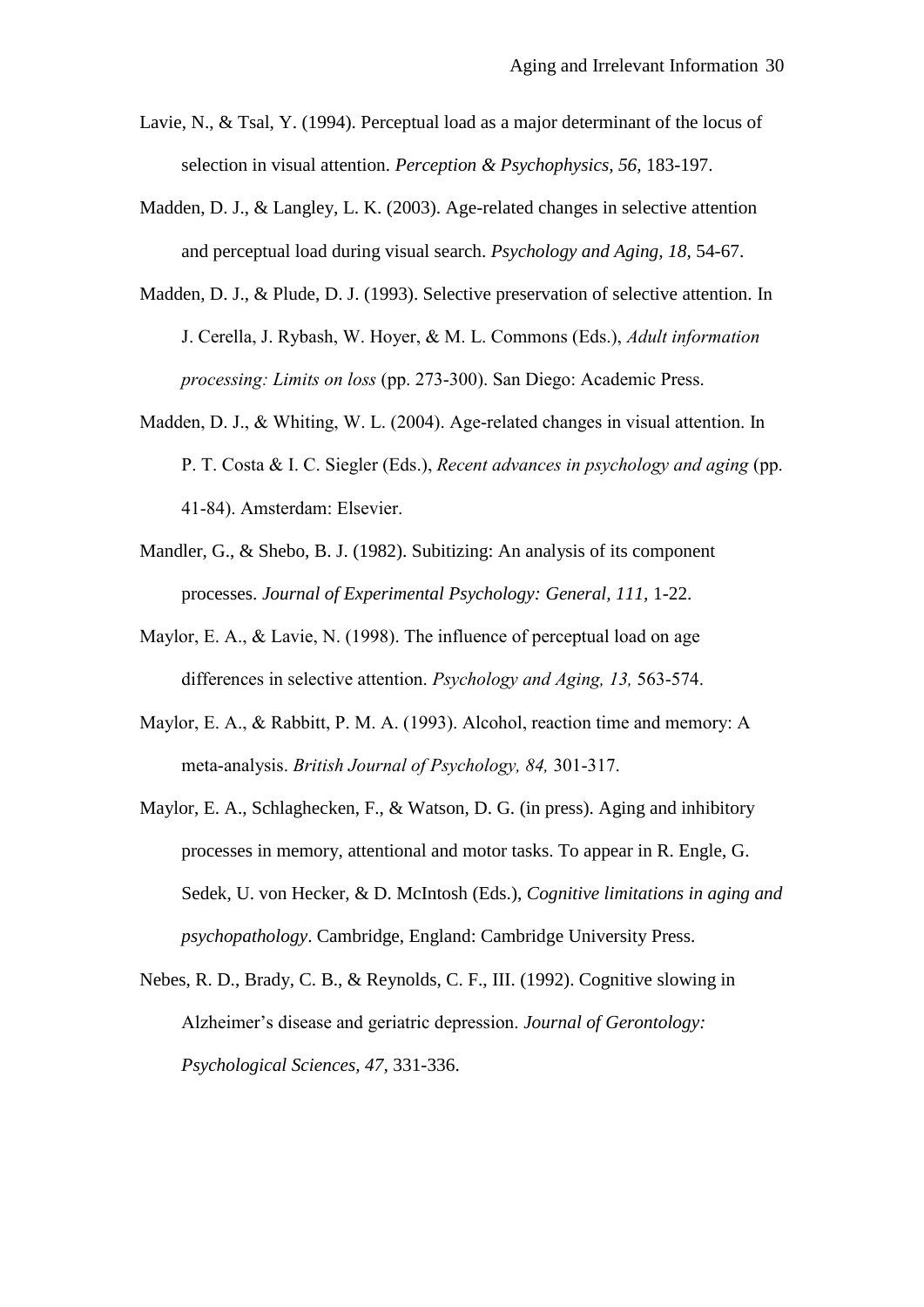Lavie, N., & Tsal, Y. (1994). Perceptual load as a major determinant of the locus of selection in visual attention. *Perception & Psychophysics, 56,* 183-197.

Madden, D. J., & Langley, L. K. (2003). Age-related changes in selective attention and perceptual load during visual search. *Psychology and Aging, 18,* 54-67.

Madden, D. J., & Plude, D. J. (1993). Selective preservation of selective attention. In J. Cerella, J. Rybash, W. Hoyer, & M. L. Commons (Eds.), *Adult information processing: Limits on loss* (pp. 273-300). San Diego: Academic Press.

Madden, D. J., & Whiting, W. L. (2004). Age-related changes in visual attention. In P. T. Costa & I. C. Siegler (Eds.), *Recent advances in psychology and aging* (pp. 41-84). Amsterdam: Elsevier.

Mandler, G., & Shebo, B. J. (1982). Subitizing: An analysis of its component processes. *Journal of Experimental Psychology: General, 111,* 1-22.

Maylor, E. A., & Lavie, N. (1998). The influence of perceptual load on age differences in selective attention. *Psychology and Aging, 13,* 563-574.

Maylor, E. A., & Rabbitt, P. M. A. (1993). Alcohol, reaction time and memory: A meta-analysis. *British Journal of Psychology, 84,* 301-317.

Maylor, E. A., Schlaghecken, F., & Watson, D. G. (in press). Aging and inhibitory processes in memory, attentional and motor tasks. To appear in R. Engle, G. Sedek, U. von Hecker, & D. McIntosh (Eds.), *Cognitive limitations in aging and psychopathology*. Cambridge, England: Cambridge University Press.

Nebes, R. D., Brady, C. B., & Reynolds, C. F., III. (1992). Cognitive slowing in Alzheimer's disease and geriatric depression. *Journal of Gerontology: Psychological Sciences, 47*, 331-336.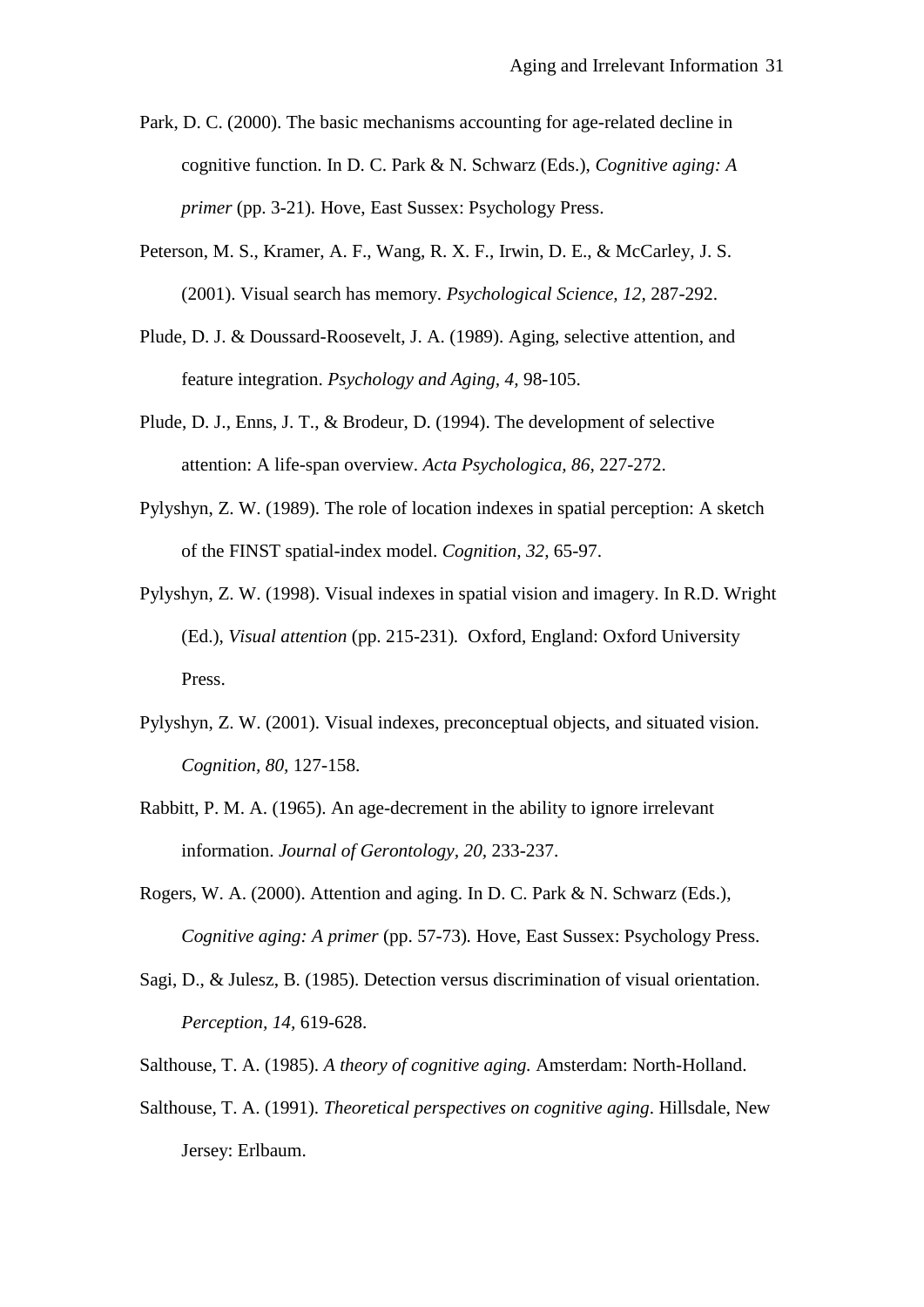Park, D. C. (2000). The basic mechanisms accounting for age-related decline in cognitive function. In D. C. Park & N. Schwarz (Eds.), *Cognitive aging: A primer* (pp. 3-21). Hove, East Sussex: Psychology Press.

Peterson, M. S., Kramer, A. F., Wang, R. X. F., Irwin, D. E., & McCarley, J. S. (2001). Visual search has memory. *Psychological Science, 12,* 287-292.

Plude, D. J. & Doussard-Roosevelt, J. A. (1989). Aging, selective attention, and feature integration. *Psychology and Aging, 4,* 98-105.

Plude, D. J., Enns, J. T., & Brodeur, D. (1994). The development of selective attention: A life-span overview. *Acta Psychologica, 86,* 227-272.

Pylyshyn, Z. W. (1989). The role of location indexes in spatial perception: A sketch of the FINST spatial-index model. *Cognition, 32,* 65-97.

Pylyshyn, Z. W. (1998). Visual indexes in spatial vision and imagery. In R.D. Wright (Ed.), *Visual attention* (pp. 215-231). Oxford, England: Oxford University Press.

Pylyshyn, Z. W. (2001). Visual indexes, preconceptual objects, and situated vision. *Cognition, 80,* 127-158.

Rabbitt, P. M. A. (1965). An age-decrement in the ability to ignore irrelevant information. *Journal of Gerontology, 20,* 233-237.

Rogers, W. A. (2000). Attention and aging. In D. C. Park & N. Schwarz (Eds.), *Cognitive aging: A primer* (pp. 57-73)*.* Hove, East Sussex: Psychology Press.

Sagi, D., & Julesz, B. (1985). Detection versus discrimination of visual orientation. *Perception, 14,* 619-628.

Salthouse, T. A. (1985). *A theory of cognitive aging.* Amsterdam: North-Holland.

Salthouse, T. A. (1991). *Theoretical perspectives on cognitive aging*. Hillsdale, New Jersey: Erlbaum.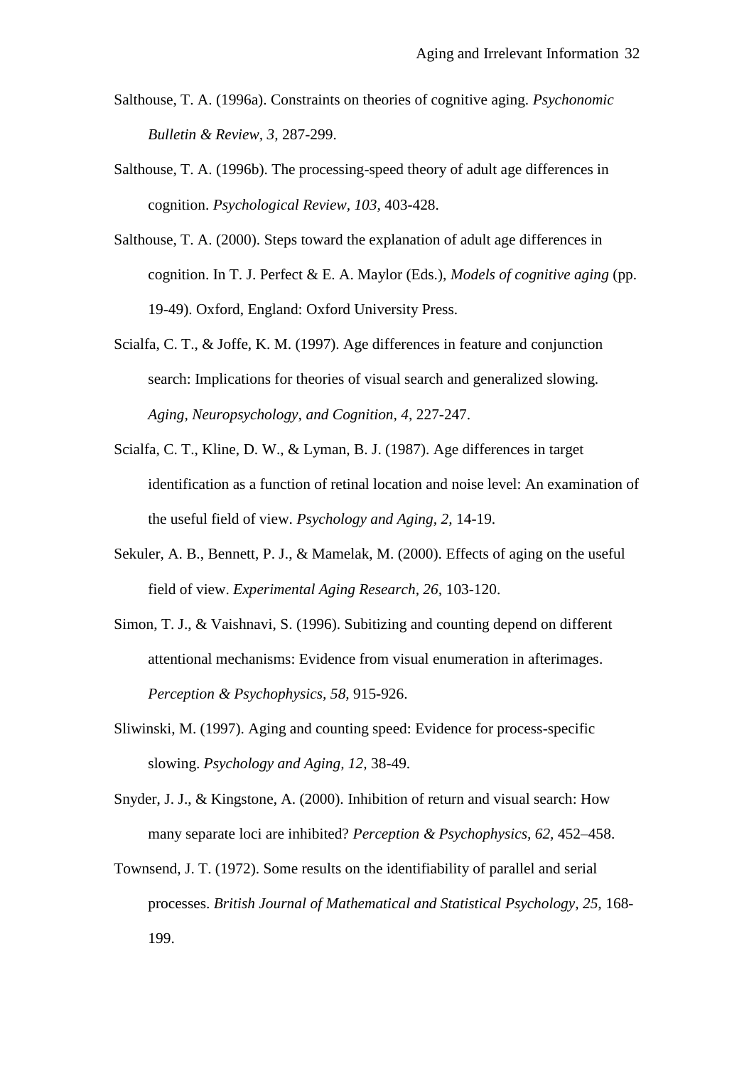Salthouse, T. A. (1996a). Constraints on theories of cognitive aging. *Psychonomic Bulletin & Review, 3,* 287-299.

Salthouse, T. A. (1996b). The processing-speed theory of adult age differences in cognition. *Psychological Review, 103,* 403-428.

Salthouse, T. A. (2000). Steps toward the explanation of adult age differences in cognition. In T. J. Perfect & E. A. Maylor (Eds.), *Models of cognitive aging* (pp. 19-49). Oxford, England: Oxford University Press.

Scialfa, C. T., & Joffe, K. M. (1997). Age differences in feature and conjunction search: Implications for theories of visual search and generalized slowing. *Aging, Neuropsychology, and Cognition, 4,* 227-247.

Scialfa, C. T., Kline, D. W., & Lyman, B. J. (1987). Age differences in target identification as a function of retinal location and noise level: An examination of the useful field of view. *Psychology and Aging, 2,* 14-19.

Sekuler, A. B., Bennett, P. J., & Mamelak, M. (2000). Effects of aging on the useful field of view. *Experimental Aging Research, 26,* 103-120.

Simon, T. J., & Vaishnavi, S. (1996). Subitizing and counting depend on different attentional mechanisms: Evidence from visual enumeration in afterimages. *Perception & Psychophysics, 58,* 915-926.

Sliwinski, M. (1997). Aging and counting speed: Evidence for process-specific slowing. *Psychology and Aging, 12,* 38-49.

Snyder, J. J., & Kingstone, A. (2000). Inhibition of return and visual search: How many separate loci are inhibited? *Perception & Psychophysics, 62,* 452–458.

Townsend, J. T. (1972). Some results on the identifiability of parallel and serial processes. *British Journal of Mathematical and Statistical Psychology, 25,* 168-199.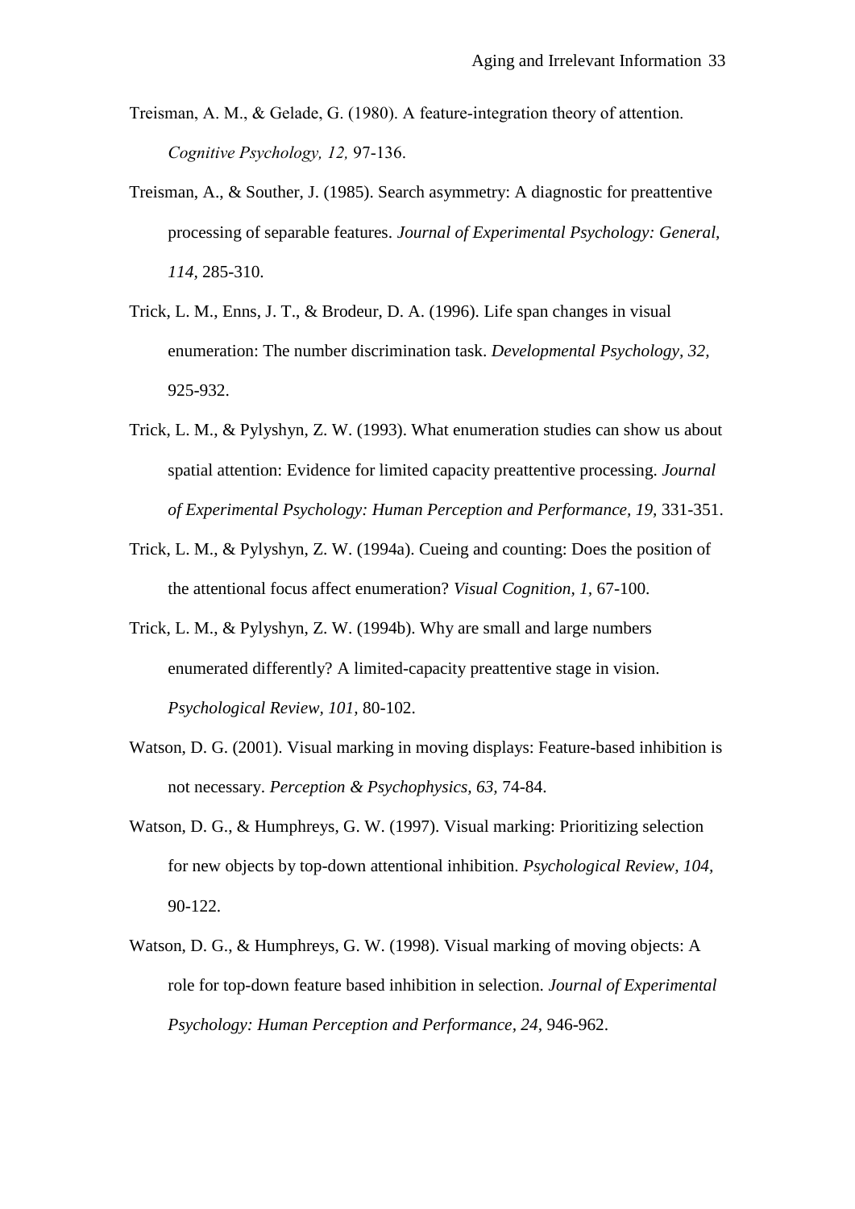Treisman, A. M., & Gelade, G. (1980). A feature-integration theory of attention. *Cognitive Psychology, 12,* 97-136.

Treisman, A., & Souther, J. (1985). Search asymmetry: A diagnostic for preattentive processing of separable features. *Journal of Experimental Psychology: General, 114,* 285-310.

Trick, L. M., Enns, J. T., & Brodeur, D. A. (1996). Life span changes in visual enumeration: The number discrimination task. *Developmental Psychology, 32,* 925-932.

Trick, L. M., & Pylyshyn, Z. W. (1993). What enumeration studies can show us about spatial attention: Evidence for limited capacity preattentive processing. *Journal of Experimental Psychology: Human Perception and Performance, 19,* 331-351.

Trick, L. M., & Pylyshyn, Z. W. (1994a). Cueing and counting: Does the position of the attentional focus affect enumeration? *Visual Cognition, 1,* 67-100.

Trick, L. M., & Pylyshyn, Z. W. (1994b). Why are small and large numbers enumerated differently? A limited-capacity preattentive stage in vision. *Psychological Review, 101,* 80-102.

Watson, D. G. (2001). Visual marking in moving displays: Feature-based inhibition is not necessary. *Perception & Psychophysics, 63,* 74-84.

Watson, D. G., & Humphreys, G. W. (1997). Visual marking: Prioritizing selection for new objects by top-down attentional inhibition. *Psychological Review, 104,* 90-122.

Watson, D. G., & Humphreys, G. W. (1998). Visual marking of moving objects: A role for top-down feature based inhibition in selection. *Journal of Experimental Psychology: Human Perception and Performance, 24,* 946-962.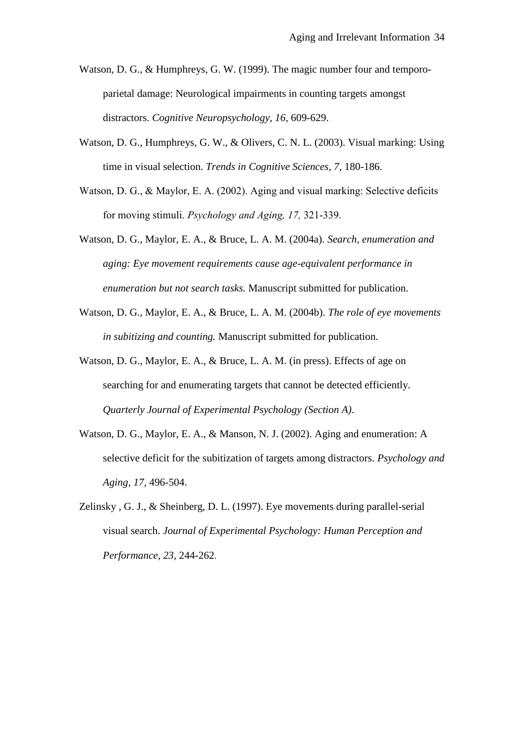Watson, D. G., & Humphreys, G. W. (1999). The magic number four and temporo-parietal damage: Neurological impairments in counting targets amongst distractors. *Cognitive Neuropsychology, 16*, 609-629.

Watson, D. G., Humphreys, G. W., & Olivers, C. N. L. (2003). Visual marking: Using time in visual selection. *Trends in Cognitive Sciences, 7*, 180-186.

Watson, D. G., & Maylor, E. A. (2002). Aging and visual marking: Selective deficits for moving stimuli. *Psychology and Aging, 17,* 321-339.

Watson, D. G., Maylor, E. A., & Bruce, L. A. M. (2004a). *Search, enumeration and aging: Eye movement requirements cause age-equivalent performance in enumeration but not search tasks.* Manuscript submitted for publication.

Watson, D. G., Maylor, E. A., & Bruce, L. A. M. (2004b). *The role of eye movements in subitizing and counting.* Manuscript submitted for publication.

Watson, D. G., Maylor, E. A., & Bruce, L. A. M. (in press). Effects of age on searching for and enumerating targets that cannot be detected efficiently. *Quarterly Journal of Experimental Psychology (Section A).*

Watson, D. G., Maylor, E. A., & Manson, N. J. (2002). Aging and enumeration: A selective deficit for the subitization of targets among distractors. *Psychology and Aging, 17,* 496-504.

Zelinsky , G. J., & Sheinberg, D. L. (1997). Eye movements during parallel-serial visual search. *Journal of Experimental Psychology: Human Perception and Performance, 23,* 244-262.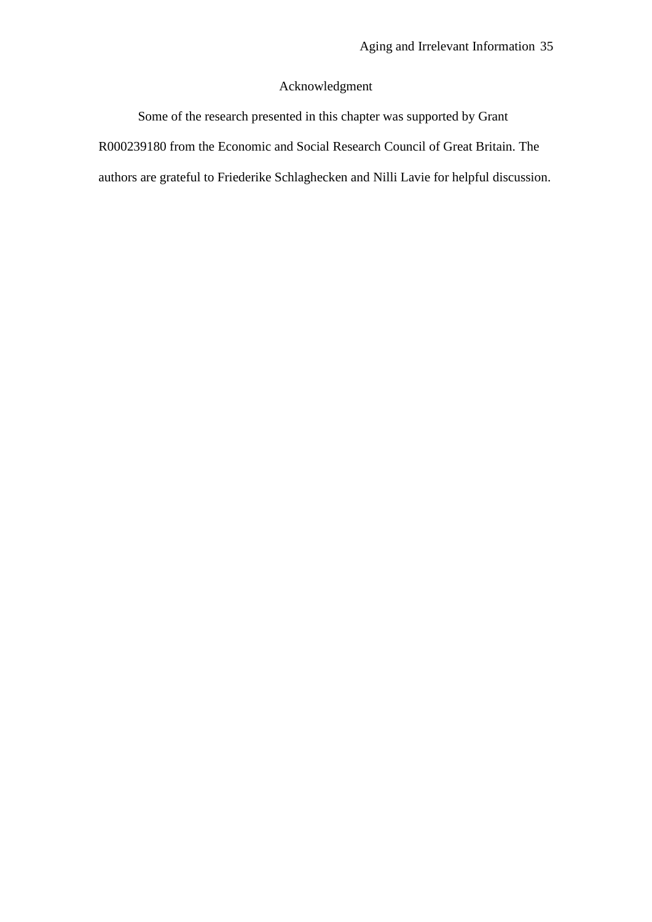# Acknowledgment

Some of the research presented in this chapter was supported by Grant R000239180 from the Economic and Social Research Council of Great Britain. The authors are grateful to Friederike Schlaghecken and Nilli Lavie for helpful discussion.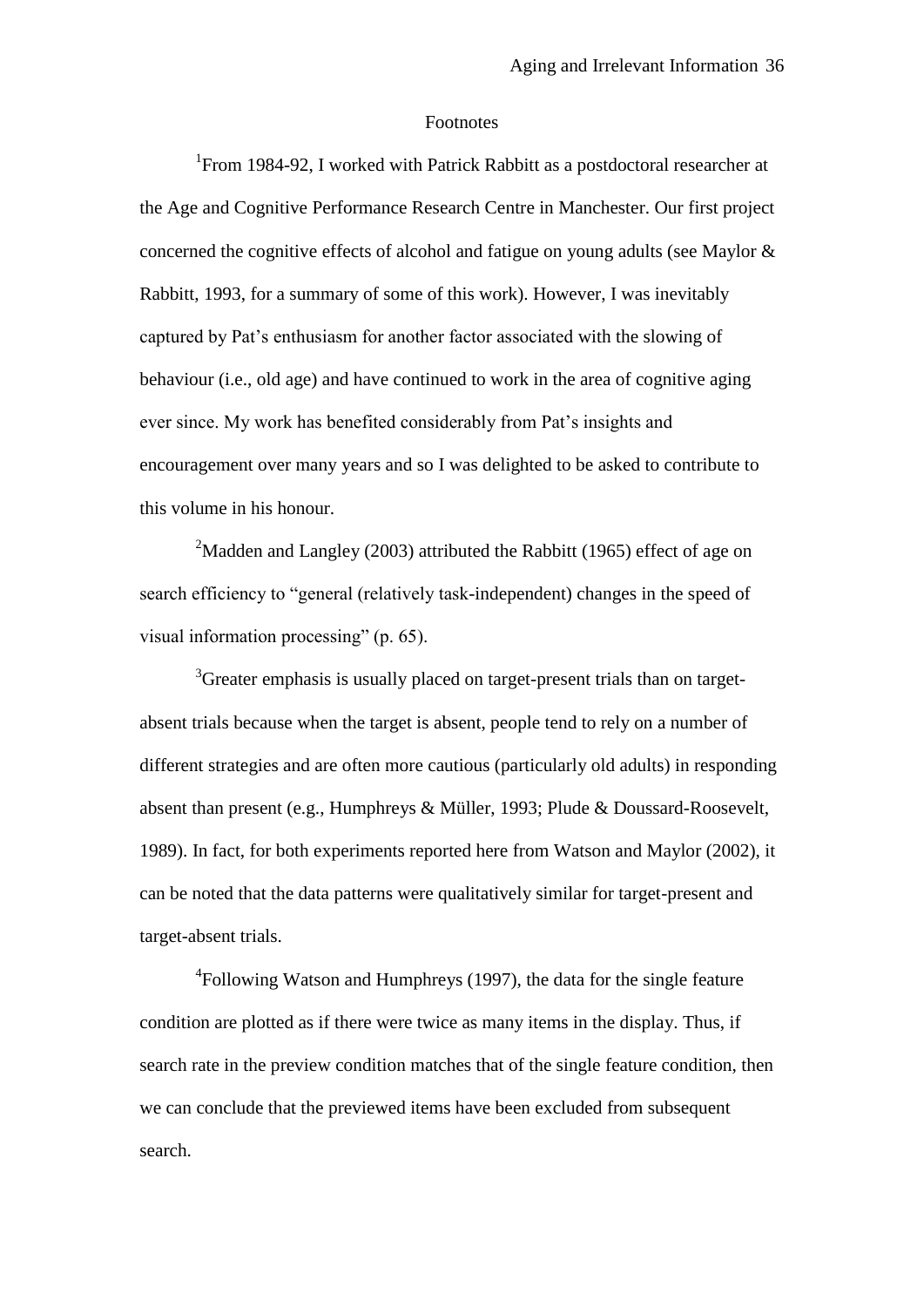# Footnotes

[1]From 1984-92, I worked with Patrick Rabbitt as a postdoctoral researcher at the Age and Cognitive Performance Research Centre in Manchester. Our first project concerned the cognitive effects of alcohol and fatigue on young adults (see Maylor & Rabbitt, 1993, for a summary of some of this work). However, I was inevitably captured by Pat's enthusiasm for another factor associated with the slowing of behaviour (i.e., old age) and have continued to work in the area of cognitive aging ever since. My work has benefited considerably from Pat's insights and encouragement over many years and so I was delighted to be asked to contribute to this volume in his honour.

[2]Madden and Langley (2003) attributed the Rabbitt (1965) effect of age on search efficiency to "general (relatively task-independent) changes in the speed of visual information processing" (p. 65).

[3]Greater emphasis is usually placed on target-present trials than on target-absent trials because when the target is absent, people tend to rely on a number of different strategies and are often more cautious (particularly old adults) in responding absent than present (e.g., Humphreys & Müller, 1993; Plude & Doussard-Roosevelt, 1989). In fact, for both experiments reported here from Watson and Maylor (2002), it can be noted that the data patterns were qualitatively similar for target-present and target-absent trials.

[4]Following Watson and Humphreys (1997), the data for the single feature condition are plotted as if there were twice as many items in the display. Thus, if search rate in the preview condition matches that of the single feature condition, then we can conclude that the previewed items have been excluded from subsequent search.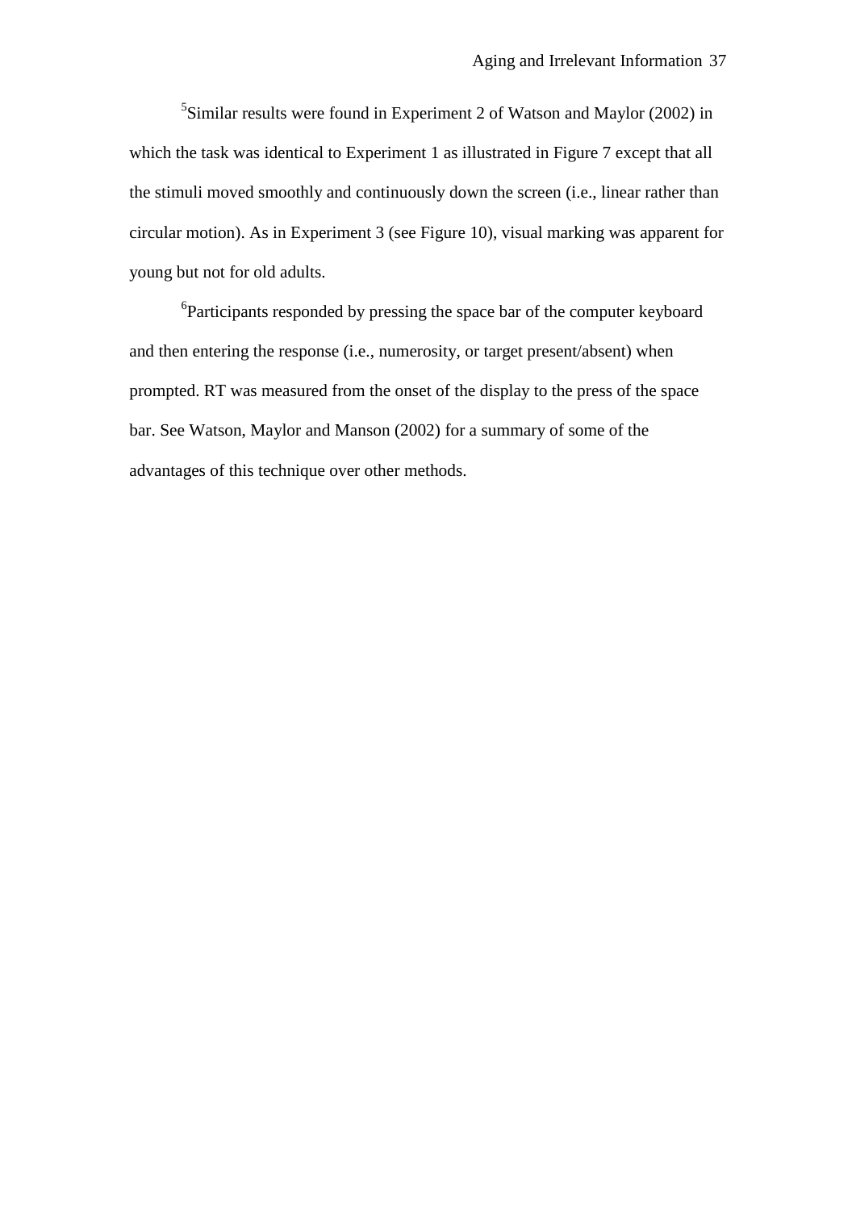[5]Similar results were found in Experiment 2 of Watson and Maylor (2002) in which the task was identical to Experiment 1 as illustrated in Figure 7 except that all the stimuli moved smoothly and continuously down the screen (i.e., linear rather than circular motion). As in Experiment 3 (see Figure 10), visual marking was apparent for young but not for old adults.

[6]Participants responded by pressing the space bar of the computer keyboard and then entering the response (i.e., numerosity, or target present/absent) when prompted. RT was measured from the onset of the display to the press of the space bar. See Watson, Maylor and Manson (2002) for a summary of some of the advantages of this technique over other methods.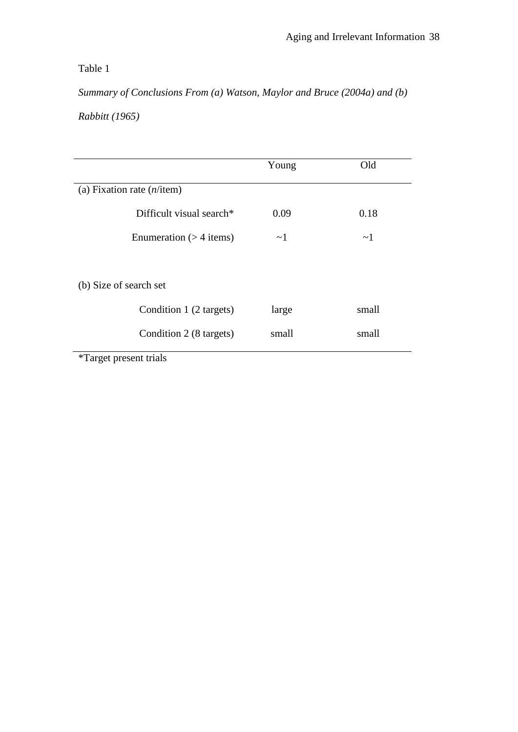Table 1

*Summary of Conclusions From (a) Watson, Maylor and Bruce (2004a) and (b) Rabbitt (1965)*

| | Young | Old |
|---|---|---|
| (a) Fixation rate (*n*/item) | | |
| Difficult visual search* | 0.09 | 0.18 |
| Enumeration (> 4 items) | ~1 | ~1 |
| | | |
| (b) Size of search set | | |
| Condition 1 (2 targets) | large | small |
| Condition 2 (8 targets) | small | small |

*Target present trials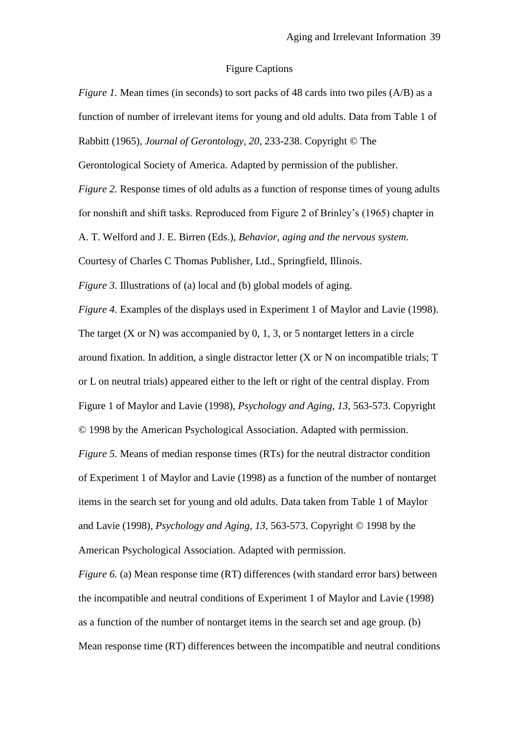## Figure Captions

*Figure 1.* Mean times (in seconds) to sort packs of 48 cards into two piles (A/B) as a function of number of irrelevant items for young and old adults. Data from Table 1 of Rabbitt (1965), *Journal of Gerontology, 20,* 233-238. Copyright © The Gerontological Society of America. Adapted by permission of the publisher.

*Figure 2.* Response times of old adults as a function of response times of young adults for nonshift and shift tasks. Reproduced from Figure 2 of Brinley's (1965) chapter in A. T. Welford and J. E. Birren (Eds.), *Behavior, aging and the nervous system*. Courtesy of Charles C Thomas Publisher, Ltd., Springfield, Illinois.

*Figure 3.* Illustrations of (a) local and (b) global models of aging.

*Figure 4.* Examples of the displays used in Experiment 1 of Maylor and Lavie (1998). The target (X or N) was accompanied by 0, 1, 3, or 5 nontarget letters in a circle around fixation. In addition, a single distractor letter (X or N on incompatible trials; T or L on neutral trials) appeared either to the left or right of the central display. From Figure 1 of Maylor and Lavie (1998), *Psychology and Aging, 13,* 563-573. Copyright © 1998 by the American Psychological Association. Adapted with permission.

*Figure 5.* Means of median response times (RTs) for the neutral distractor condition of Experiment 1 of Maylor and Lavie (1998) as a function of the number of nontarget items in the search set for young and old adults. Data taken from Table 1 of Maylor and Lavie (1998), *Psychology and Aging, 13,* 563-573. Copyright © 1998 by the American Psychological Association. Adapted with permission.

*Figure 6.* (a) Mean response time (RT) differences (with standard error bars) between the incompatible and neutral conditions of Experiment 1 of Maylor and Lavie (1998) as a function of the number of nontarget items in the search set and age group. (b) Mean response time (RT) differences between the incompatible and neutral conditions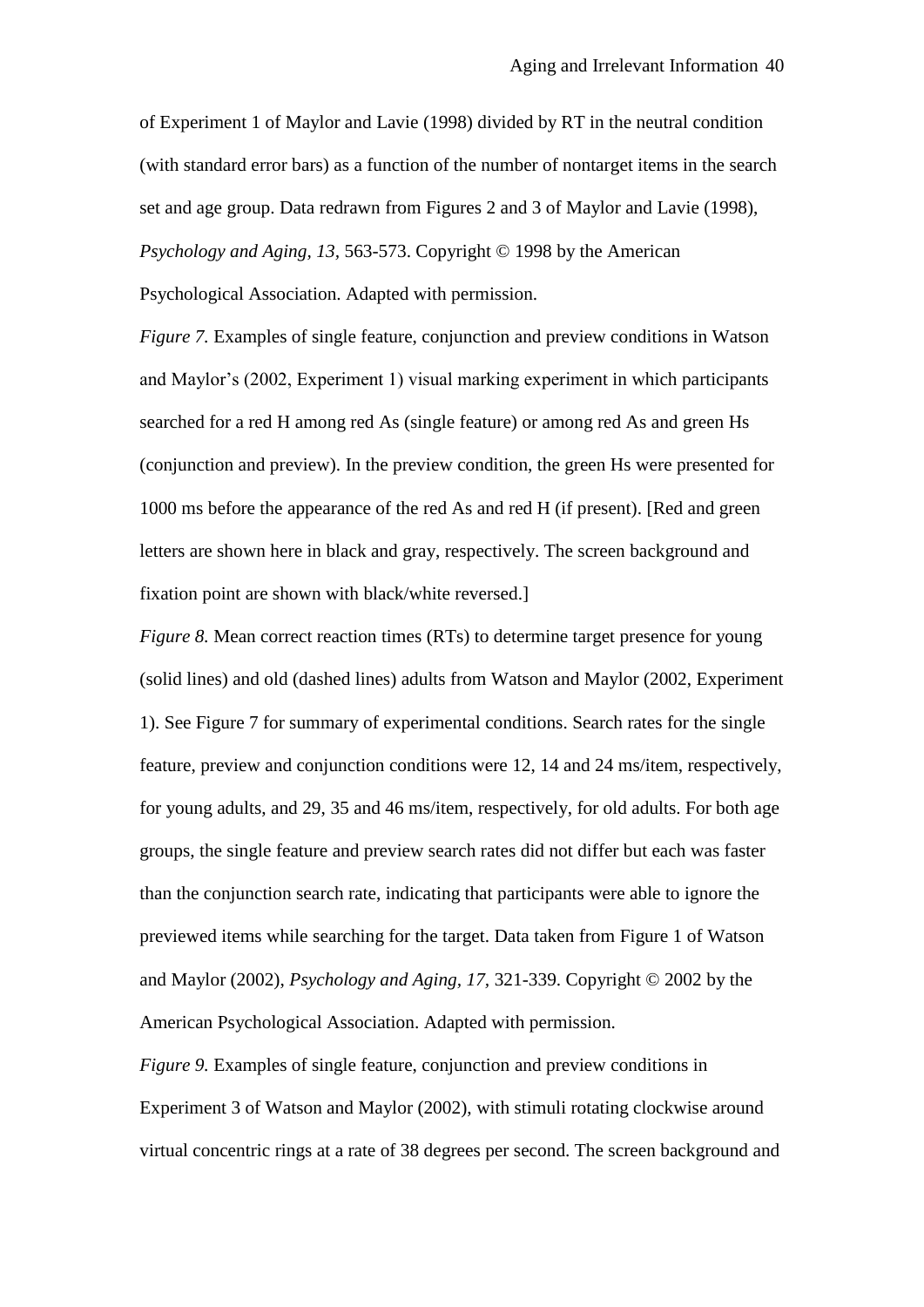of Experiment 1 of Maylor and Lavie (1998) divided by RT in the neutral condition (with standard error bars) as a function of the number of nontarget items in the search set and age group. Data redrawn from Figures 2 and 3 of Maylor and Lavie (1998), *Psychology and Aging, 13,* 563-573. Copyright © 1998 by the American Psychological Association. Adapted with permission.

*Figure 7.* Examples of single feature, conjunction and preview conditions in Watson and Maylor's (2002, Experiment 1) visual marking experiment in which participants searched for a red H among red As (single feature) or among red As and green Hs (conjunction and preview). In the preview condition, the green Hs were presented for 1000 ms before the appearance of the red As and red H (if present). [Red and green letters are shown here in black and gray, respectively. The screen background and fixation point are shown with black/white reversed.]

*Figure 8.* Mean correct reaction times (RTs) to determine target presence for young (solid lines) and old (dashed lines) adults from Watson and Maylor (2002, Experiment 1). See Figure 7 for summary of experimental conditions. Search rates for the single feature, preview and conjunction conditions were 12, 14 and 24 ms/item, respectively, for young adults, and 29, 35 and 46 ms/item, respectively, for old adults. For both age groups, the single feature and preview search rates did not differ but each was faster than the conjunction search rate, indicating that participants were able to ignore the previewed items while searching for the target. Data taken from Figure 1 of Watson and Maylor (2002), *Psychology and Aging, 17,* 321-339. Copyright © 2002 by the American Psychological Association. Adapted with permission.

*Figure 9.* Examples of single feature, conjunction and preview conditions in Experiment 3 of Watson and Maylor (2002), with stimuli rotating clockwise around virtual concentric rings at a rate of 38 degrees per second. The screen background and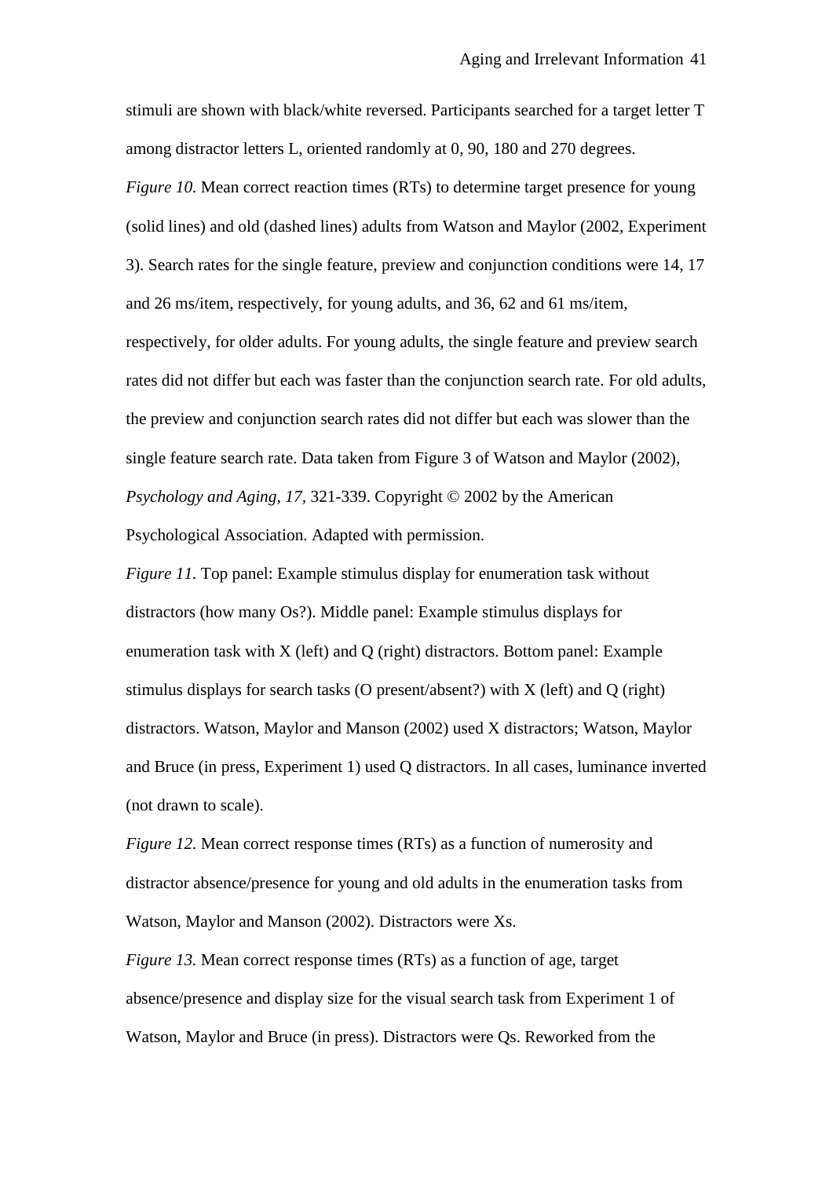stimuli are shown with black/white reversed. Participants searched for a target letter T among distractor letters L, oriented randomly at 0, 90, 180 and 270 degrees.

*Figure 10.* Mean correct reaction times (RTs) to determine target presence for young (solid lines) and old (dashed lines) adults from Watson and Maylor (2002, Experiment 3). Search rates for the single feature, preview and conjunction conditions were 14, 17 and 26 ms/item, respectively, for young adults, and 36, 62 and 61 ms/item, respectively, for older adults. For young adults, the single feature and preview search rates did not differ but each was faster than the conjunction search rate. For old adults, the preview and conjunction search rates did not differ but each was slower than the single feature search rate. Data taken from Figure 3 of Watson and Maylor (2002), *Psychology and Aging, 17,* 321-339. Copyright © 2002 by the American Psychological Association. Adapted with permission.

*Figure 11.* Top panel: Example stimulus display for enumeration task without distractors (how many Os?). Middle panel: Example stimulus displays for enumeration task with X (left) and Q (right) distractors. Bottom panel: Example stimulus displays for search tasks (O present/absent?) with X (left) and Q (right) distractors. Watson, Maylor and Manson (2002) used X distractors; Watson, Maylor and Bruce (in press, Experiment 1) used Q distractors. In all cases, luminance inverted (not drawn to scale).

*Figure 12.* Mean correct response times (RTs) as a function of numerosity and distractor absence/presence for young and old adults in the enumeration tasks from Watson, Maylor and Manson (2002). Distractors were Xs.

*Figure 13.* Mean correct response times (RTs) as a function of age, target absence/presence and display size for the visual search task from Experiment 1 of Watson, Maylor and Bruce (in press). Distractors were Qs. Reworked from the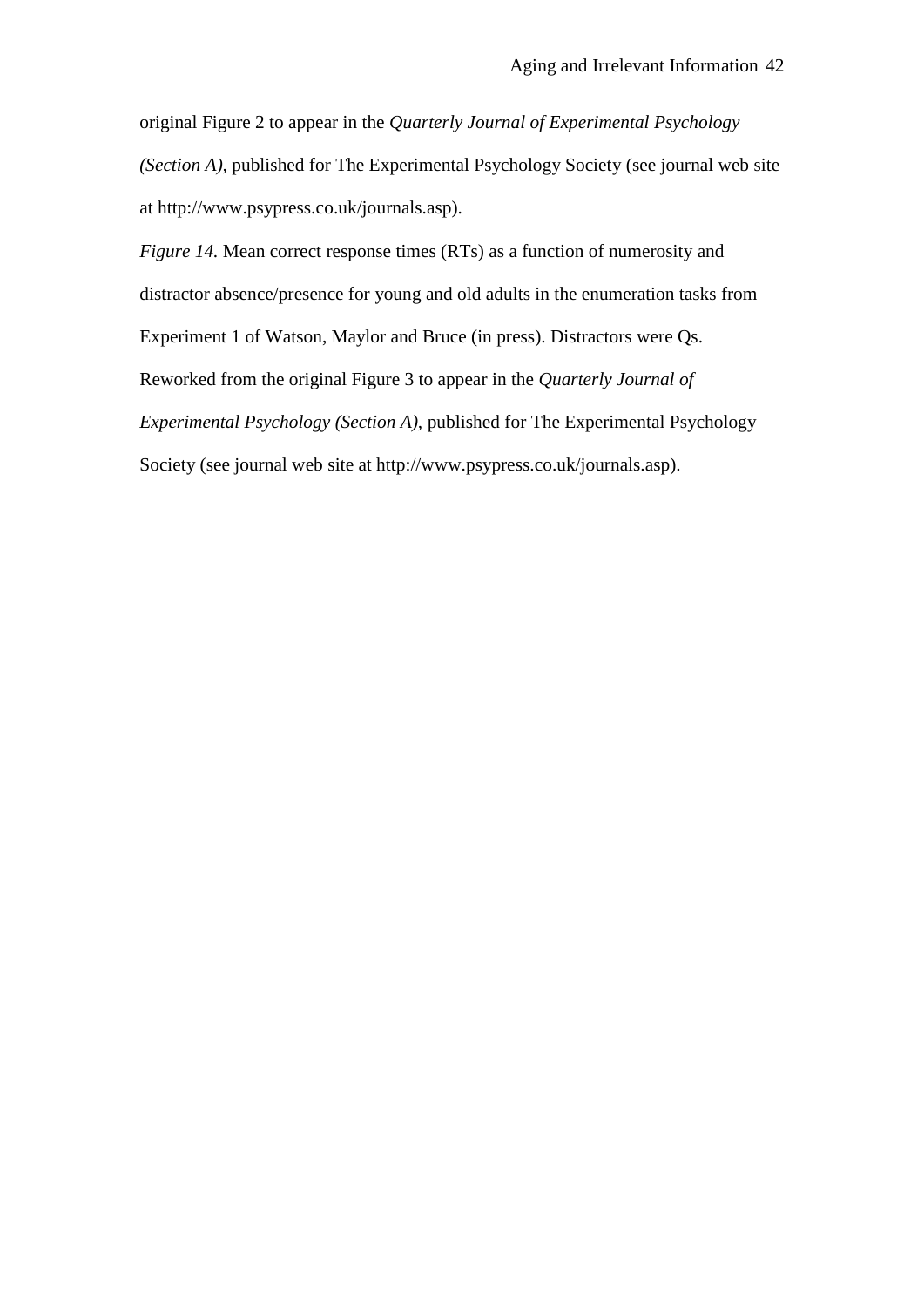original Figure 2 to appear in the *Quarterly Journal of Experimental Psychology (Section A),* published for The Experimental Psychology Society (see journal web site at http://www.psypress.co.uk/journals.asp).

*Figure 14.* Mean correct response times (RTs) as a function of numerosity and distractor absence/presence for young and old adults in the enumeration tasks from Experiment 1 of Watson, Maylor and Bruce (in press). Distractors were Qs. Reworked from the original Figure 3 to appear in the *Quarterly Journal of Experimental Psychology (Section A),* published for The Experimental Psychology Society (see journal web site at http://www.psypress.co.uk/journals.asp).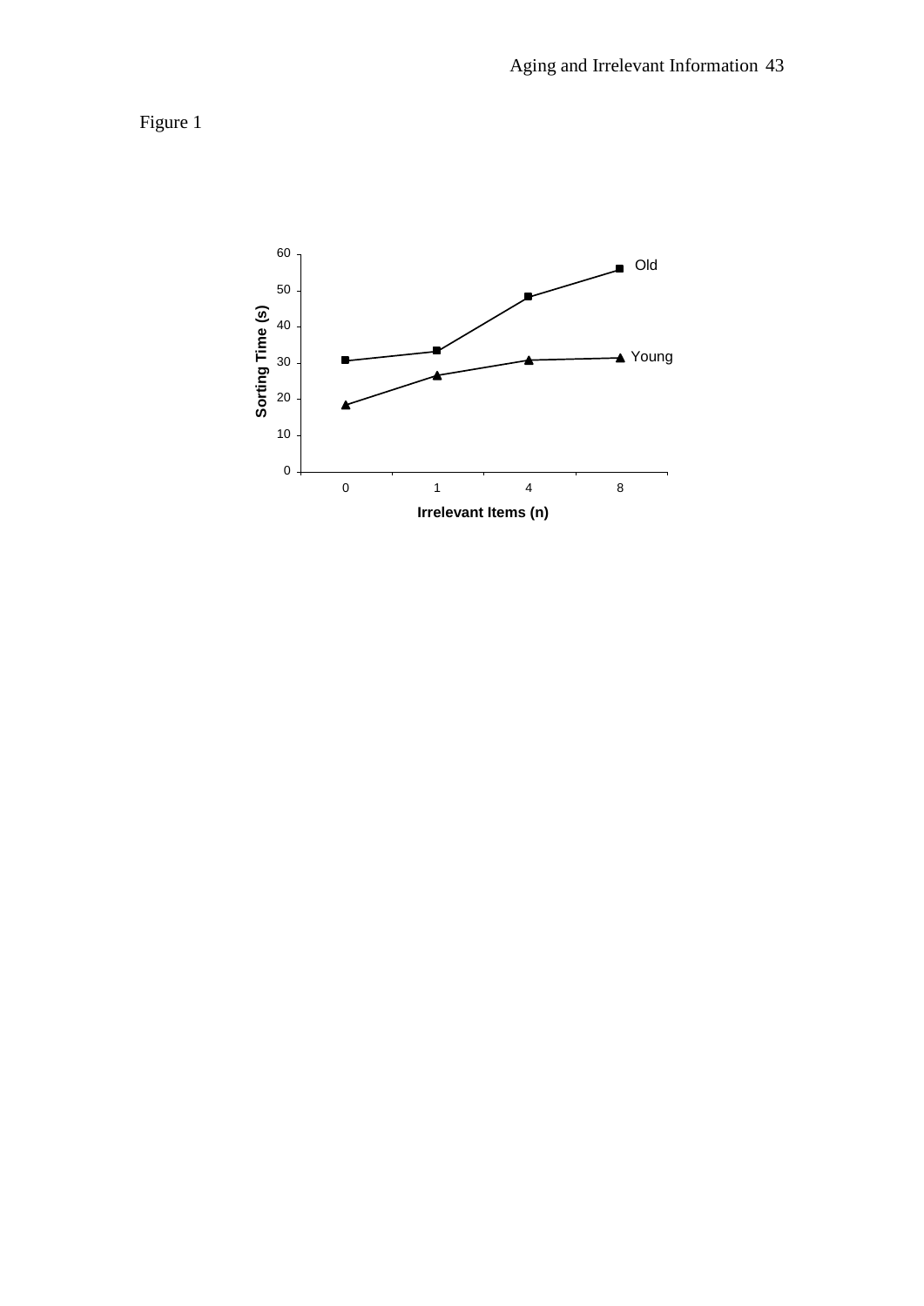Figure 1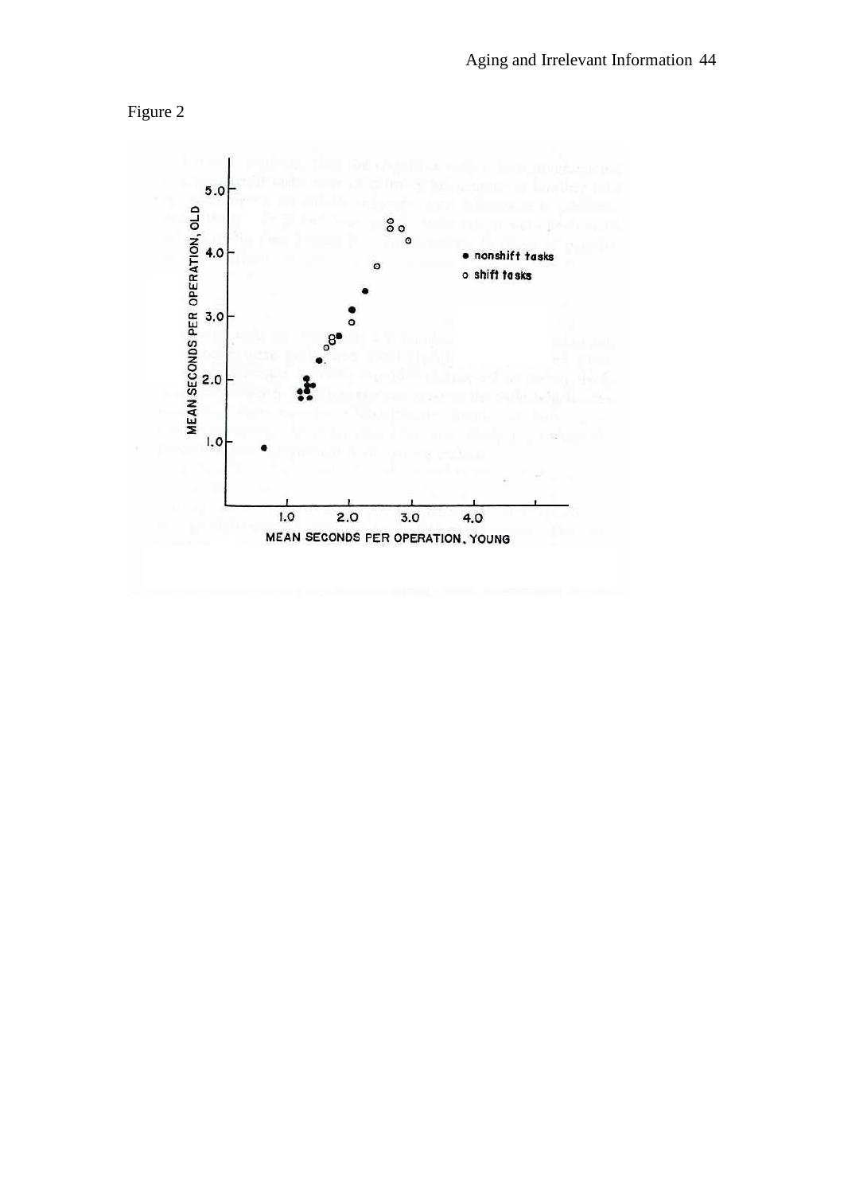Figure 2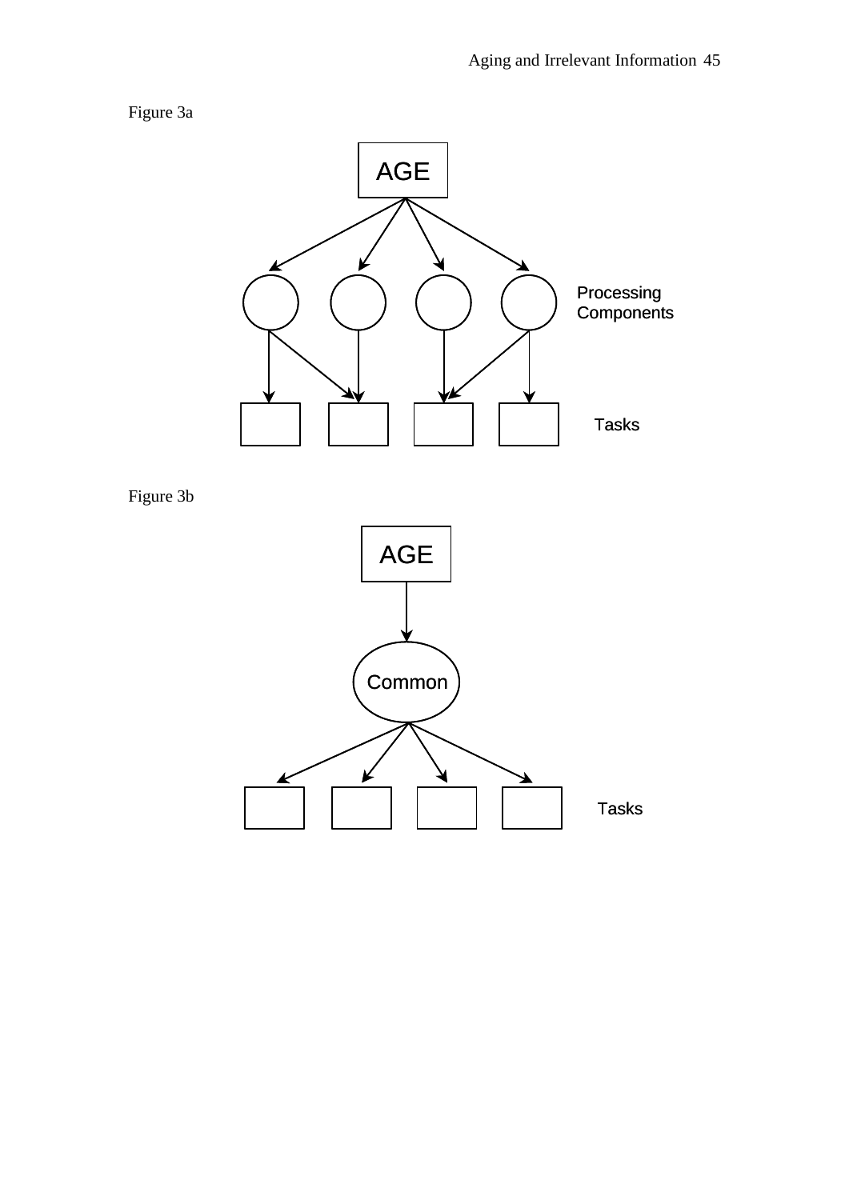Figure 3a

AGE

Processing Components

Tasks

Figure 3b

AGE

Common

Tasks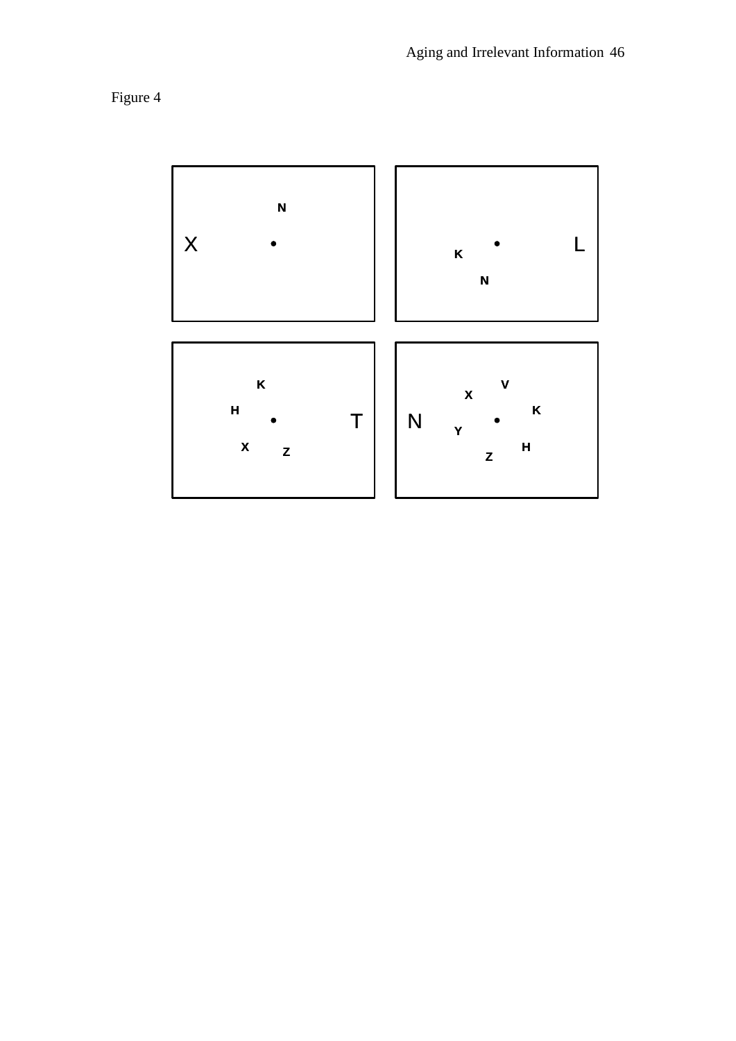Figure 4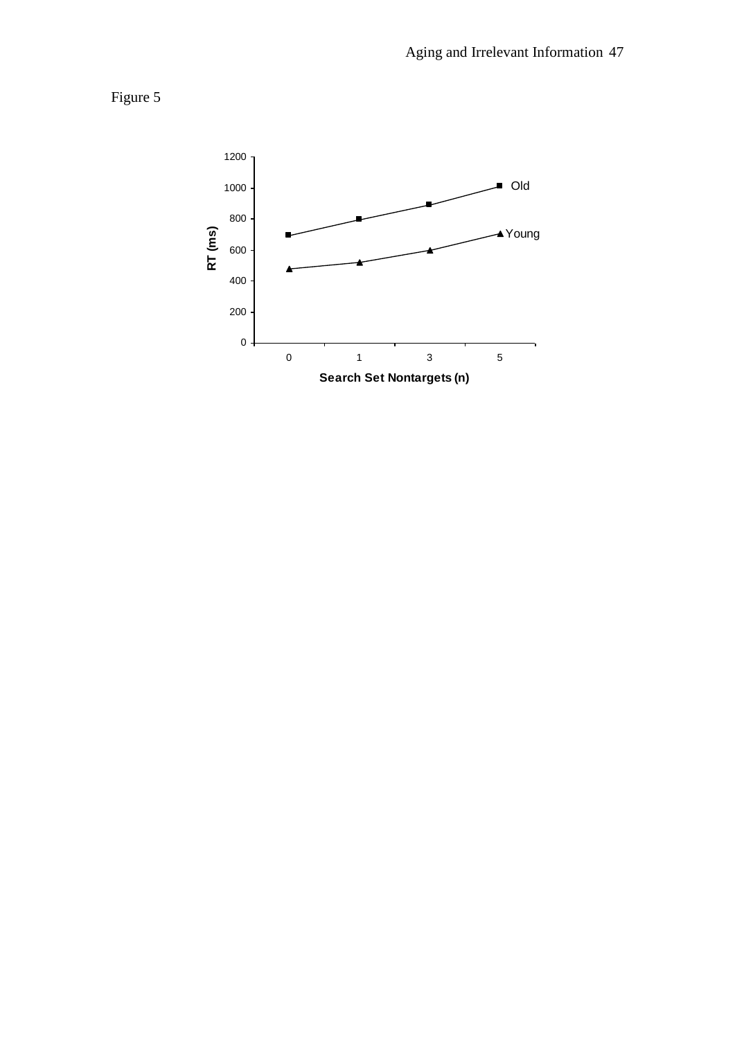Figure 5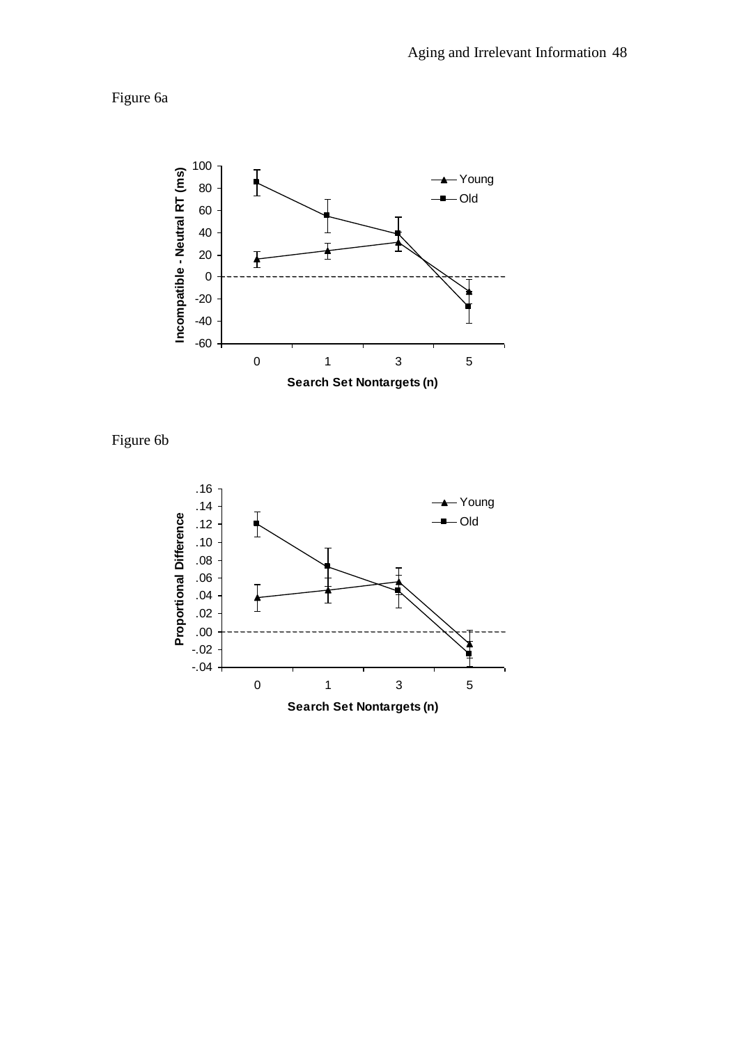Figure 6a

Figure 6b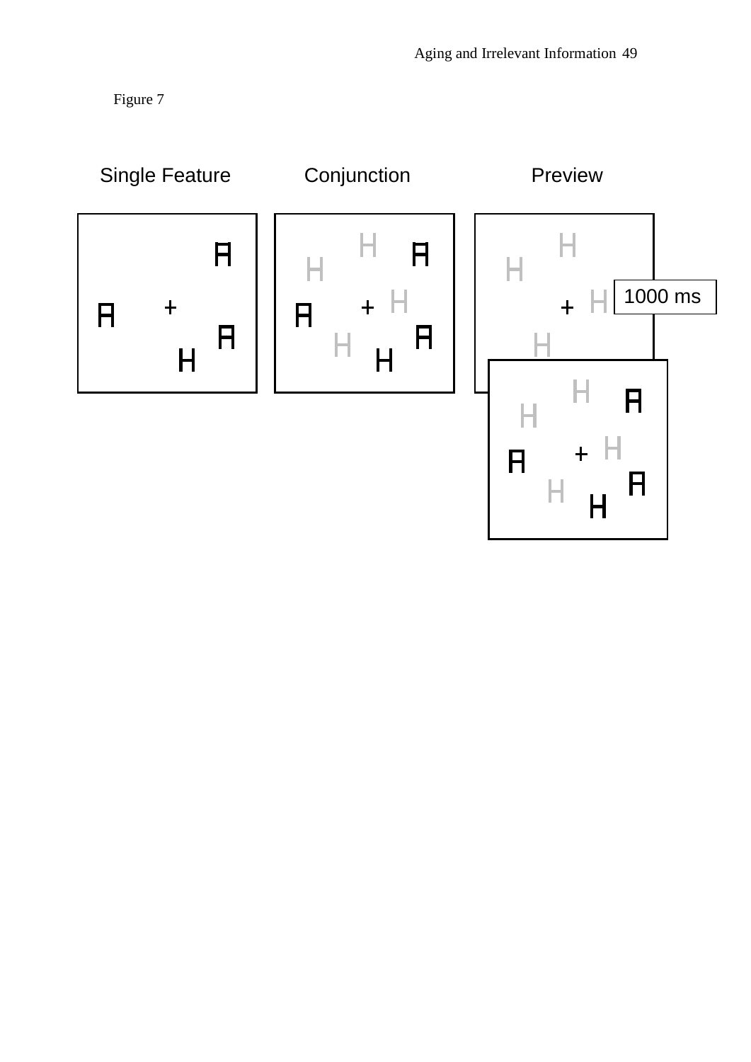Figure 7

Single Feature Conjunction Preview

1000 ms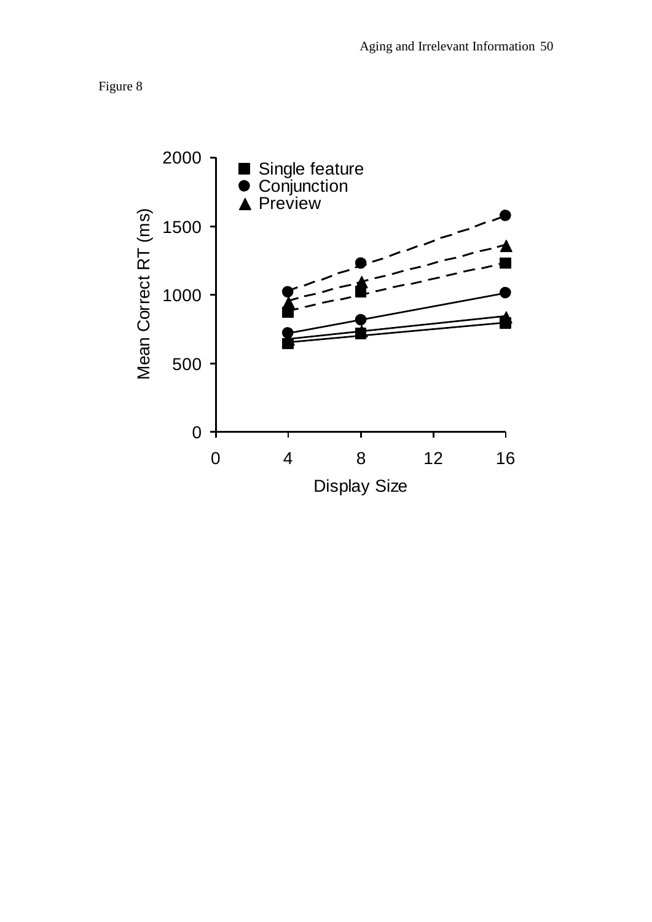Figure 8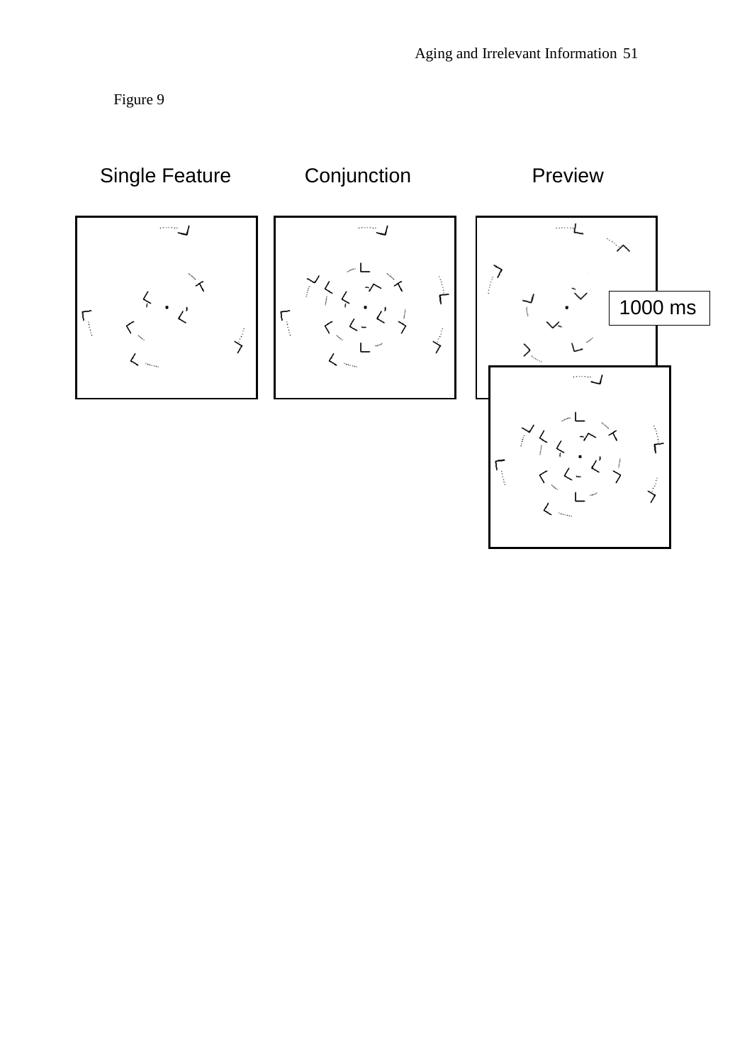Figure 9

Single Feature

Conjunction

Preview

1000 ms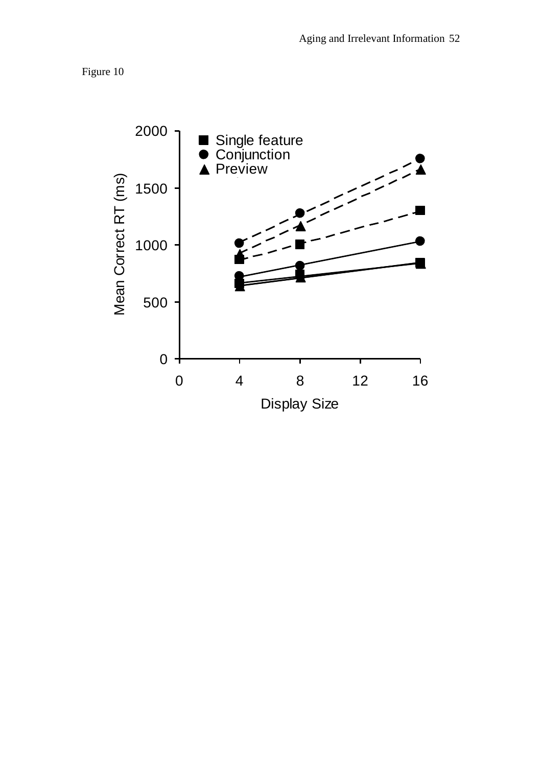Figure 10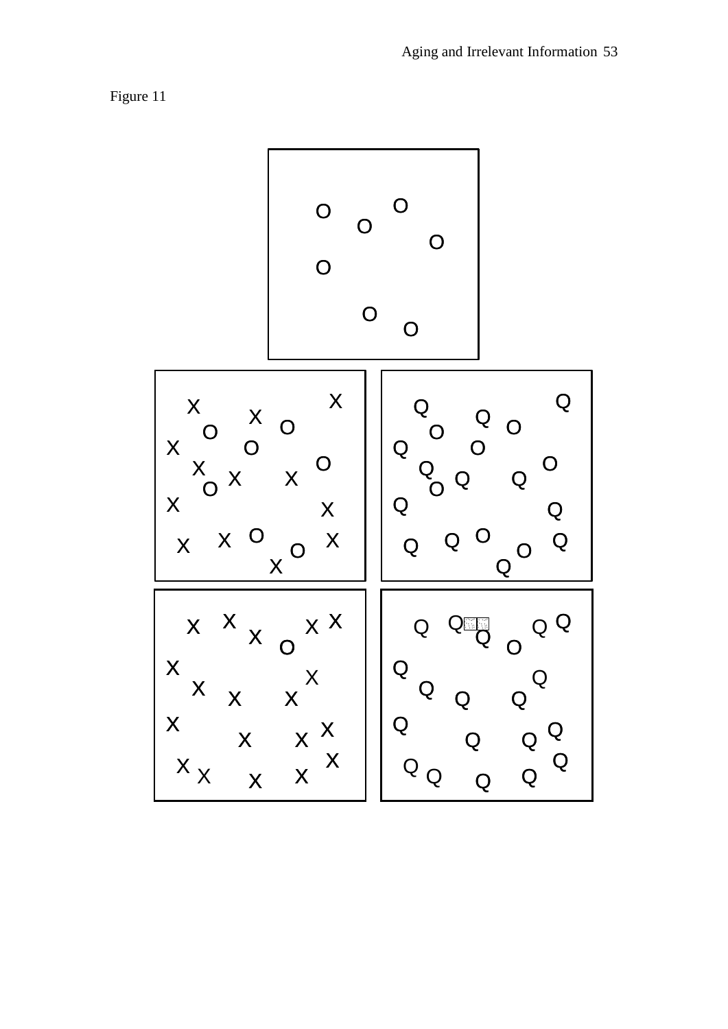Figure 11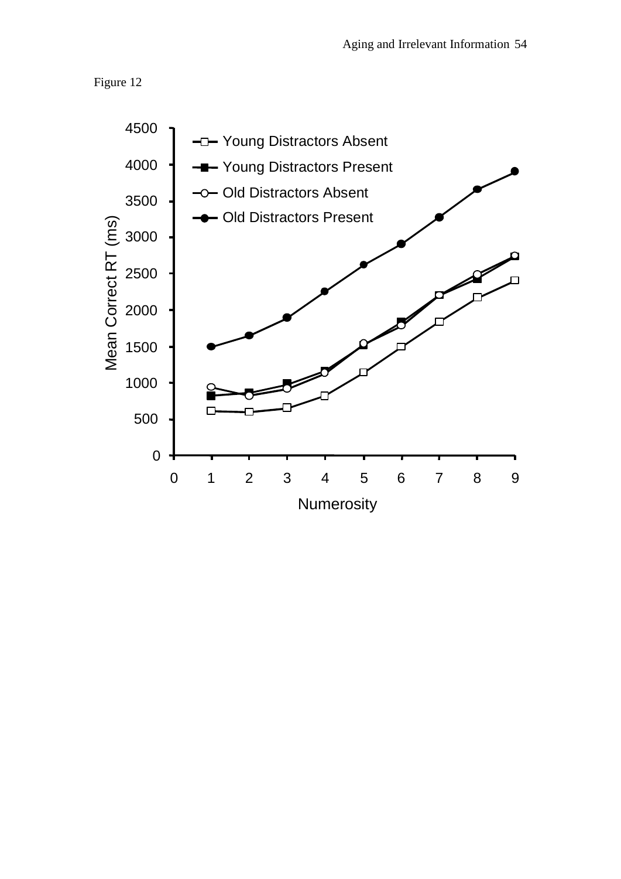Figure 12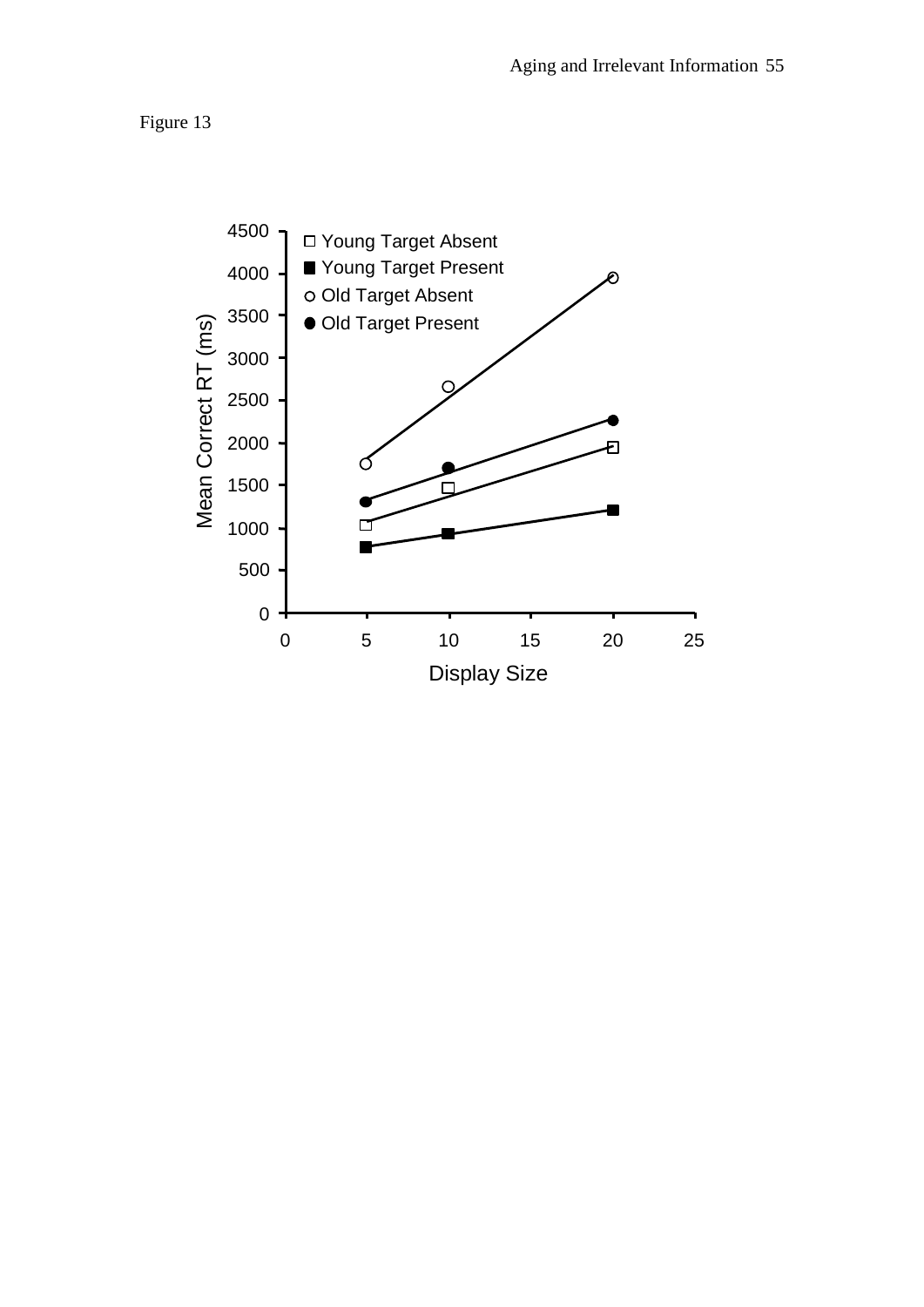Figure 13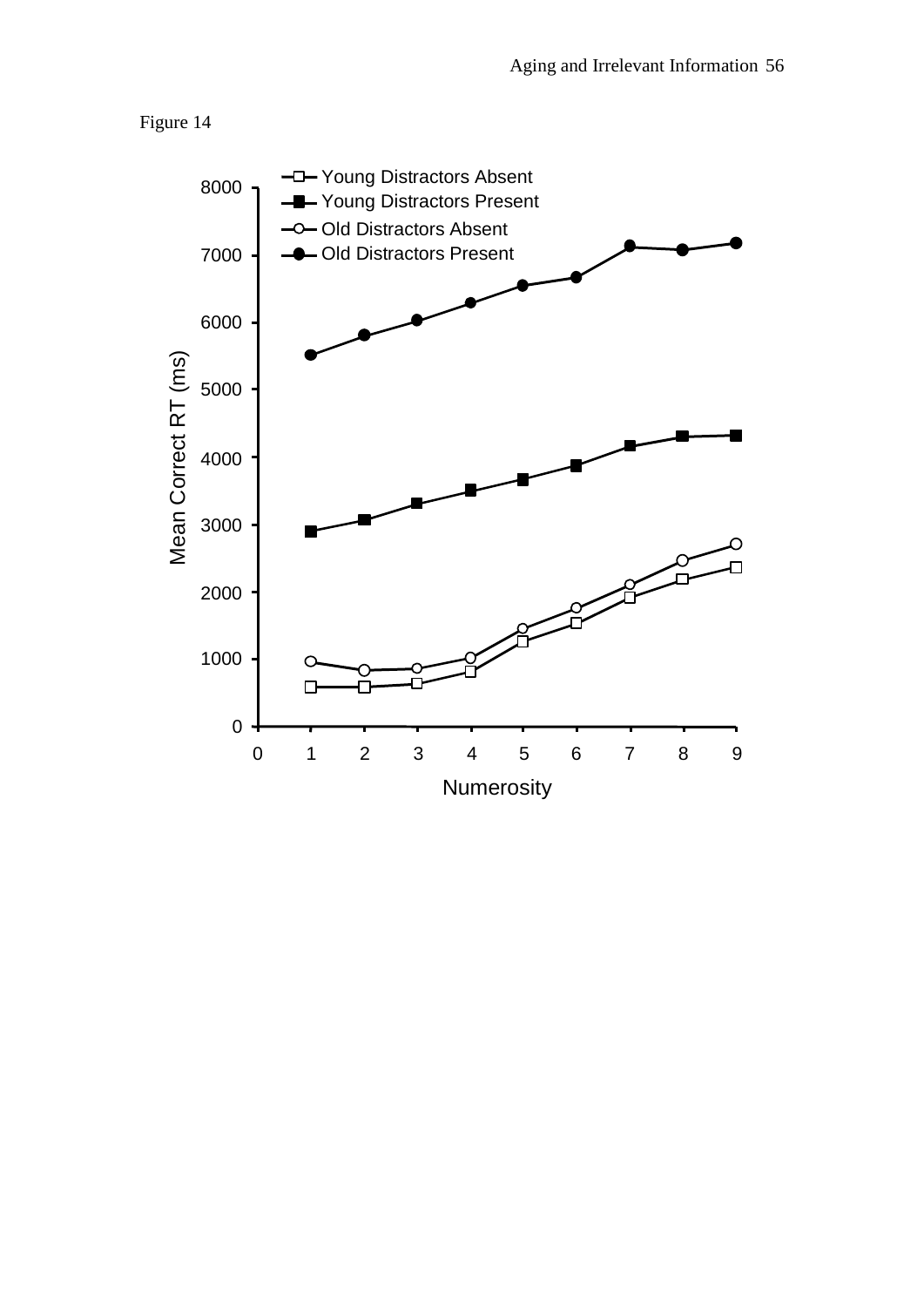Figure 14

Young Distractors Absent
Young Distractors Present
Old Distractors Absent
Old Distractors Present

Mean Correct RT (ms)

8000
7000
6000
5000
4000
3000
2000
1000
0

0 1 2 3 4 5 6 7 8 9

Numerosity